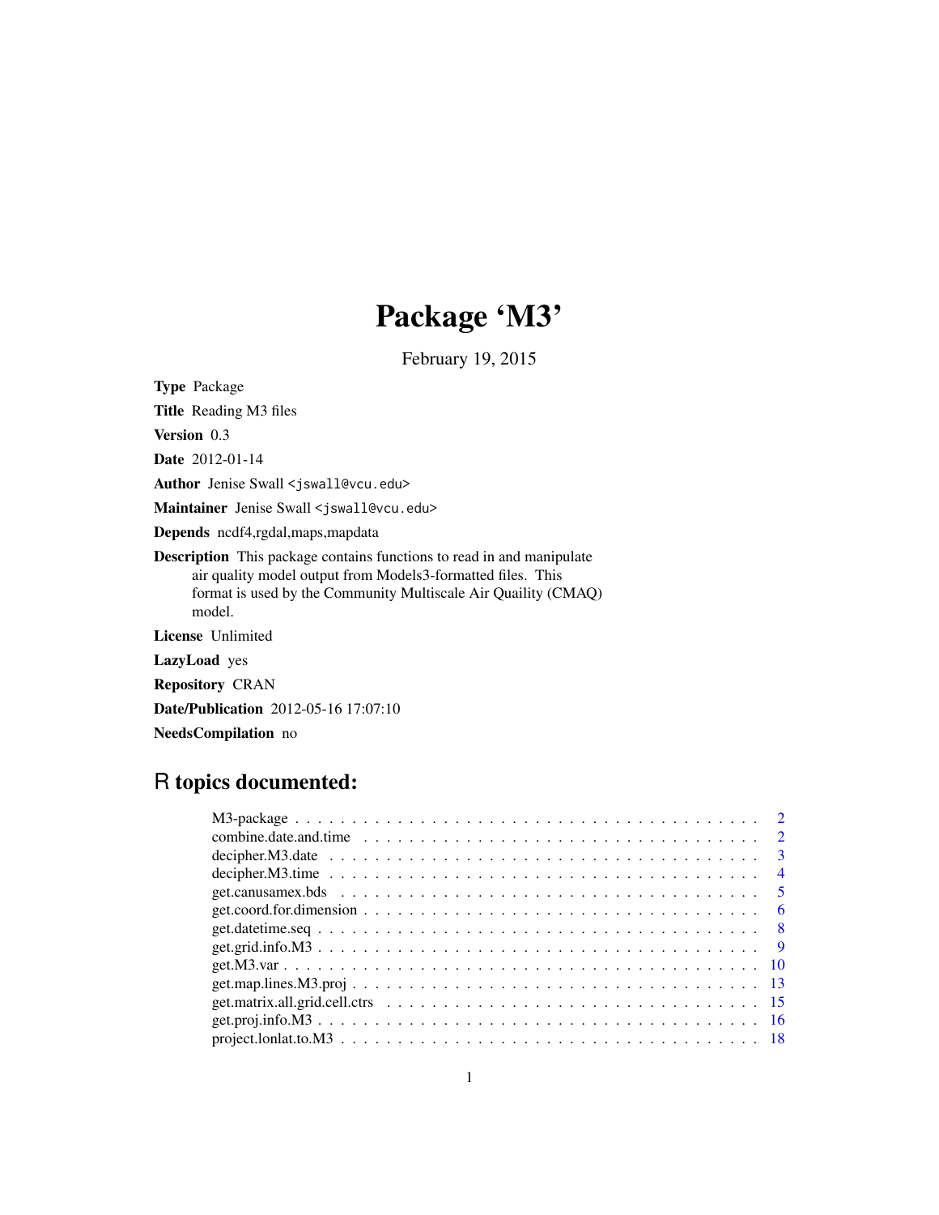# Package 'M3'

February 19, 2015

**Type** Package

**Title** Reading M3 files

**Version** 0.3

**Date** 2012-01-14

**Author** Jenise Swall <jswall@vcu.edu>

**Maintainer** Jenise Swall <jswall@vcu.edu>

**Depends** ncdf4,rgdal,maps,mapdata

**Description** This package contains functions to read in and manipulate air quality model output from Models3-formatted files. This format is used by the Community Multiscale Air Quaility (CMAQ) model.

**License** Unlimited

**LazyLoad** yes

**Repository** CRAN

**Date/Publication** 2012-05-16 17:07:10

**NeedsCompilation** no

## R topics documented:

- M3-package . . . . . . . . . . . . . . . . . . . . . . . . . . . . . . . . . . . . . . . . 2
- combine.date.and.time . . . . . . . . . . . . . . . . . . . . . . . . . . . . . . . . . . . 2
- decipher.M3.date . . . . . . . . . . . . . . . . . . . . . . . . . . . . . . . . . . . . . 3
- decipher.M3.time . . . . . . . . . . . . . . . . . . . . . . . . . . . . . . . . . . . . . 4
- get.canusamex.bds . . . . . . . . . . . . . . . . . . . . . . . . . . . . . . . . . . . . 5
- get.coord.for.dimension . . . . . . . . . . . . . . . . . . . . . . . . . . . . . . . . . . 6
- get.datetime.seq . . . . . . . . . . . . . . . . . . . . . . . . . . . . . . . . . . . . . 8
- get.grid.info.M3 . . . . . . . . . . . . . . . . . . . . . . . . . . . . . . . . . . . . . 9
- get.M3.var . . . . . . . . . . . . . . . . . . . . . . . . . . . . . . . . . . . . . . . . 10
- get.map.lines.M3.proj . . . . . . . . . . . . . . . . . . . . . . . . . . . . . . . . . . 13
- get.matrix.all.grid.cell.ctrs . . . . . . . . . . . . . . . . . . . . . . . . . . . . . . . 15
- get.proj.info.M3 . . . . . . . . . . . . . . . . . . . . . . . . . . . . . . . . . . . . . 16
- project.lonlat.to.M3 . . . . . . . . . . . . . . . . . . . . . . . . . . . . . . . . . . . 18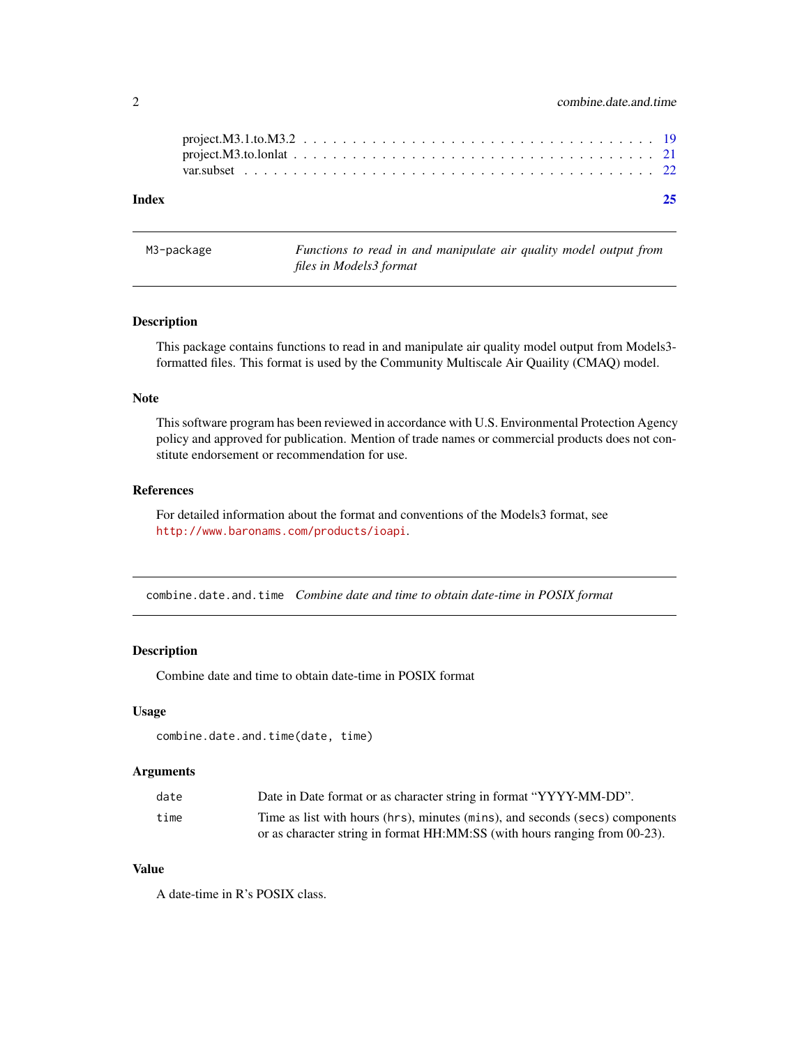project.M3.1.to.M3.2 . . . . . . . . . . . . . . . . . . . . . . . . . . . . . . . . . . 19
project.M3.to.lonlat . . . . . . . . . . . . . . . . . . . . . . . . . . . . . . . . . . 21
var.subset . . . . . . . . . . . . . . . . . . . . . . . . . . . . . . . . . . . . . . . 22

**Index** **25**

---

`M3-package` *Functions to read in and manipulate air quality model output from files in Models3 format*

---

### Description

This package contains functions to read in and manipulate air quality model output from Models3-formatted files. This format is used by the Community Multiscale Air Quaility (CMAQ) model.

### Note

This software program has been reviewed in accordance with U.S. Environmental Protection Agency policy and approved for publication. Mention of trade names or commercial products does not constitute endorsement or recommendation for use.

### References

For detailed information about the format and conventions of the Models3 format, see http://www.baronams.com/products/ioapi.

---

`combine.date.and.time` *Combine date and time to obtain date-time in POSIX format*

---

### Description

Combine date and time to obtain date-time in POSIX format

### Usage

```
combine.date.and.time(date, time)
```

### Arguments

| | |
|---|---|
| `date` | Date in Date format or as character string in format "YYYY-MM-DD". |
| `time` | Time as list with hours (`hrs`), minutes (`mins`), and seconds (`secs`) components or as character string in format HH:MM:SS (with hours ranging from 00-23). |

### Value

A date-time in R's POSIX class.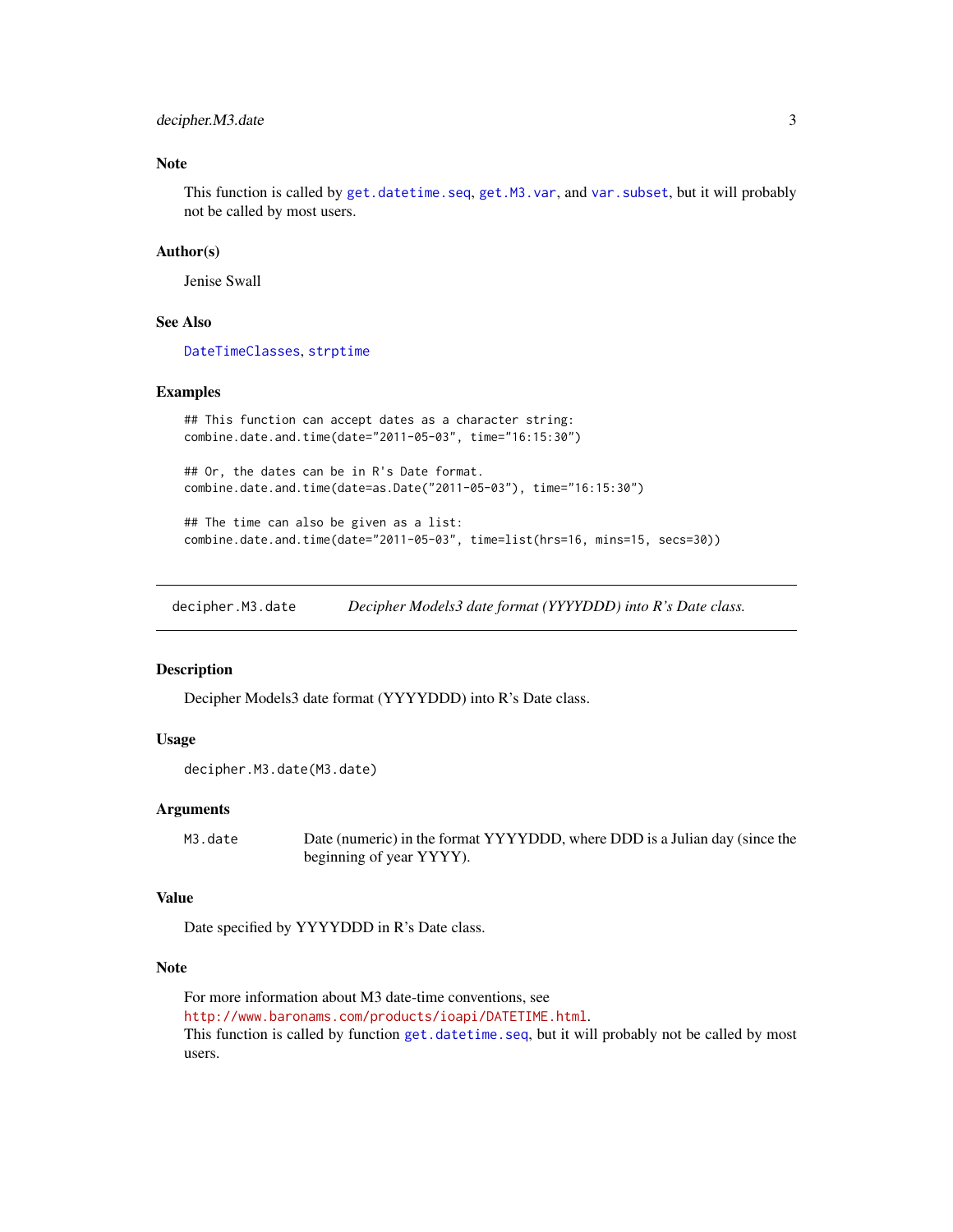### Note

This function is called by `get.datetime.seq`, `get.M3.var`, and `var.subset`, but it will probably not be called by most users.

### Author(s)

Jenise Swall

### See Also

`DateTimeClasses`, `strptime`

### Examples

```
## This function can accept dates as a character string:
combine.date.and.time(date="2011-05-03", time="16:15:30")

## Or, the dates can be in R's Date format.
combine.date.and.time(date=as.Date("2011-05-03"), time="16:15:30")

## The time can also be given as a list:
combine.date.and.time(date="2011-05-03", time=list(hrs=16, mins=15, secs=30))
```

---

## decipher.M3.date — *Decipher Models3 date format (YYYYDDD) into R's Date class.*

---

### Description

Decipher Models3 date format (YYYYDDD) into R's Date class.

### Usage

```
decipher.M3.date(M3.date)
```

### Arguments

| | |
|---|---|
| `M3.date` | Date (numeric) in the format YYYYDDD, where DDD is a Julian day (since the beginning of year YYYY). |

### Value

Date specified by YYYYDDD in R's Date class.

### Note

For more information about M3 date-time conventions, see
http://www.baronams.com/products/ioapi/DATETIME.html.
This function is called by function `get.datetime.seq`, but it will probably not be called by most users.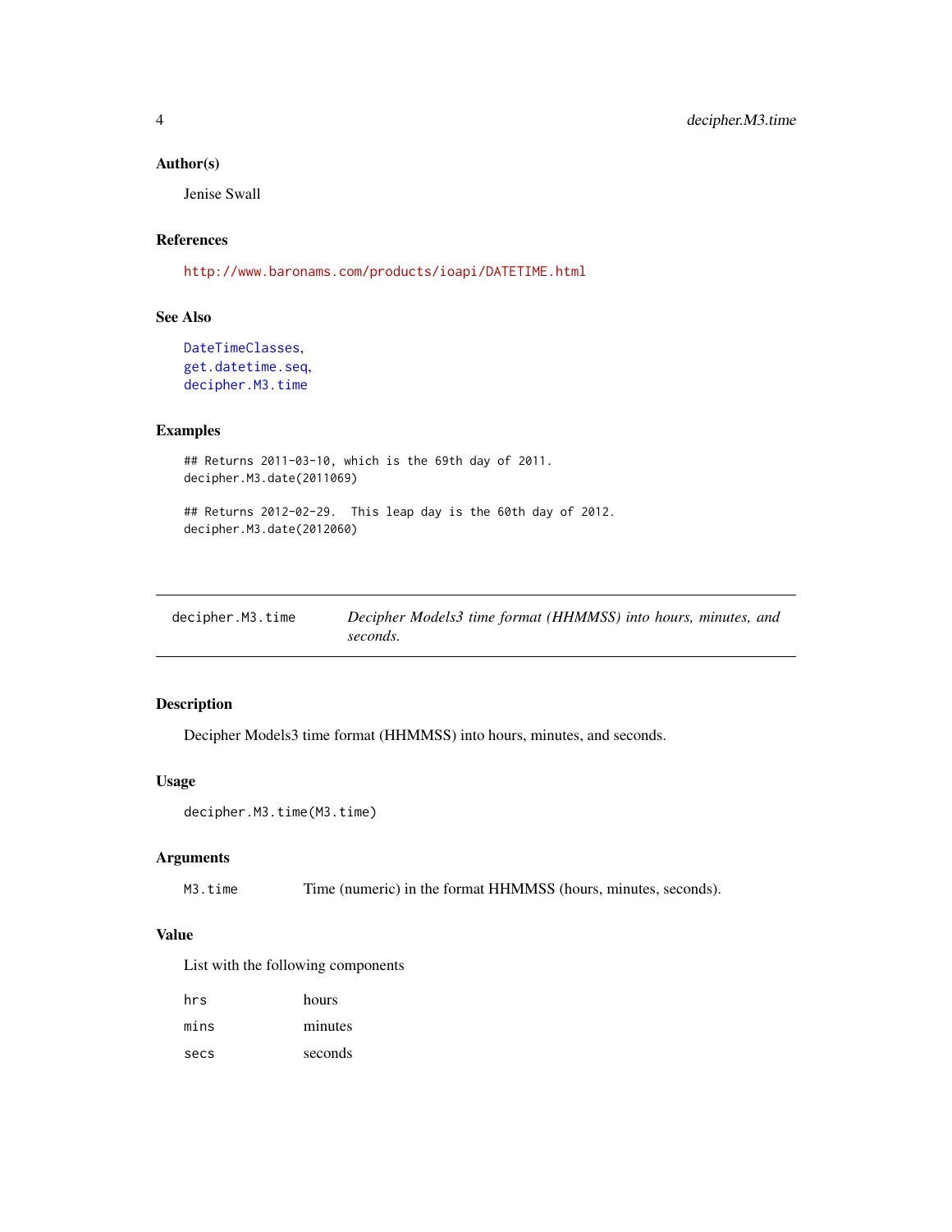### Author(s)

Jenise Swall

### References

http://www.baronams.com/products/ioapi/DATETIME.html

### See Also

DateTimeClasses,
get.datetime.seq,
decipher.M3.time

### Examples

```
## Returns 2011-03-10, which is the 69th day of 2011.
decipher.M3.date(2011069)

## Returns 2012-02-29.  This leap day is the 60th day of 2012.
decipher.M3.date(2012060)
```

---

## decipher.M3.time — *Decipher Models3 time format (HHMMSS) into hours, minutes, and seconds.*

---

### Description

Decipher Models3 time format (HHMMSS) into hours, minutes, and seconds.

### Usage

```
decipher.M3.time(M3.time)
```

### Arguments

| | |
|---|---|
| `M3.time` | Time (numeric) in the format HHMMSS (hours, minutes, seconds). |

### Value

List with the following components

| | |
|---|---|
| `hrs` | hours |
| `mins` | minutes |
| `secs` | seconds |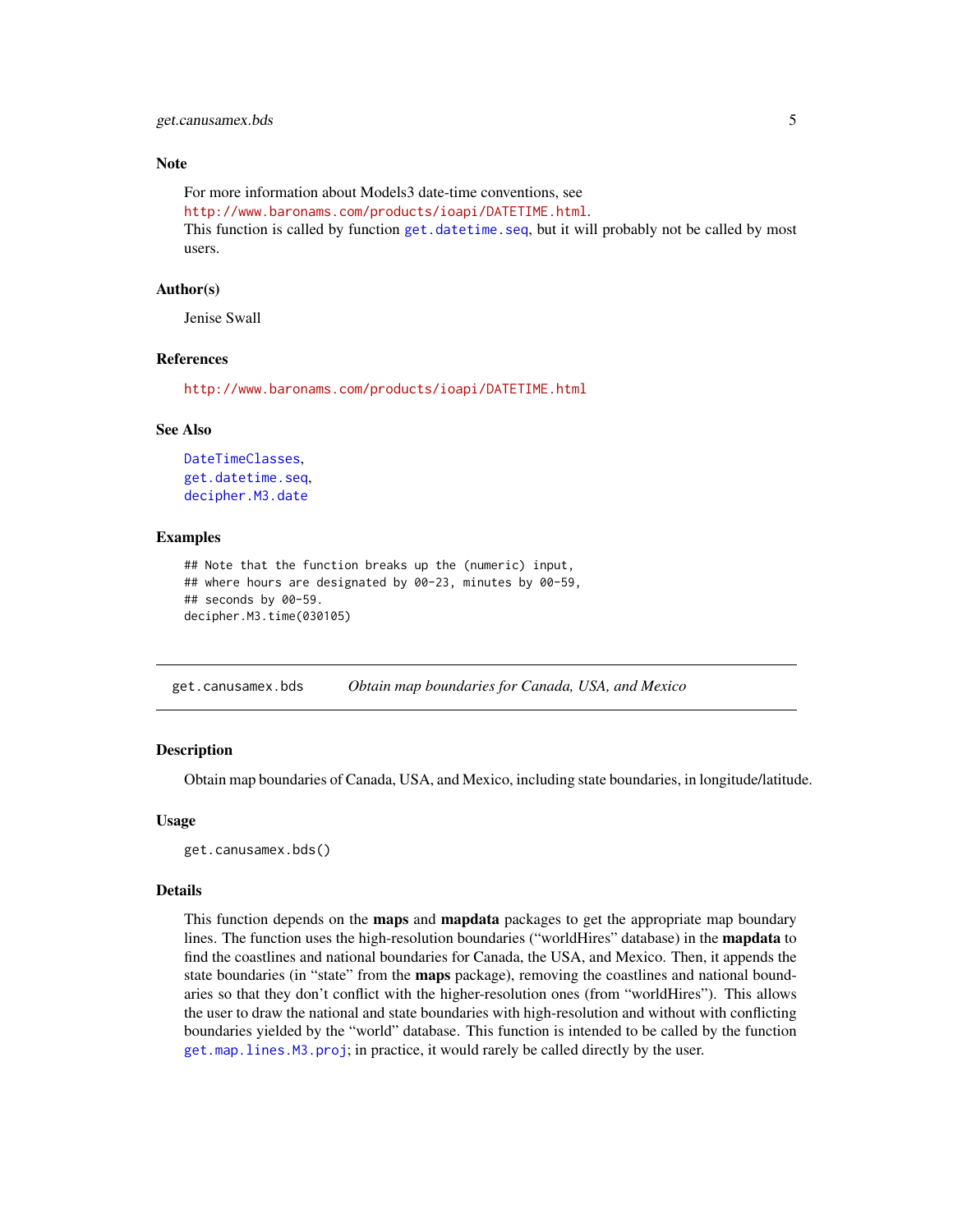### Note

For more information about Models3 date-time conventions, see
http://www.baronams.com/products/ioapi/DATETIME.html.
This function is called by function get.datetime.seq, but it will probably not be called by most users.

### Author(s)

Jenise Swall

### References

http://www.baronams.com/products/ioapi/DATETIME.html

### See Also

DateTimeClasses,
get.datetime.seq,
decipher.M3.date

### Examples

```
## Note that the function breaks up the (numeric) input,
## where hours are designated by 00-23, minutes by 00-59,
## seconds by 00-59.
decipher.M3.time(030105)
```

---

## get.canusamex.bds    *Obtain map boundaries for Canada, USA, and Mexico*

### Description

Obtain map boundaries of Canada, USA, and Mexico, including state boundaries, in longitude/latitude.

### Usage

```
get.canusamex.bds()
```

### Details

This function depends on the **maps** and **mapdata** packages to get the appropriate map boundary lines. The function uses the high-resolution boundaries ("worldHires" database) in the **mapdata** to find the coastlines and national boundaries for Canada, the USA, and Mexico. Then, it appends the state boundaries (in "state" from the **maps** package), removing the coastlines and national boundaries so that they don't conflict with the higher-resolution ones (from "worldHires"). This allows the user to draw the national and state boundaries with high-resolution and without with conflicting boundaries yielded by the "world" database. This function is intended to be called by the function get.map.lines.M3.proj; in practice, it would rarely be called directly by the user.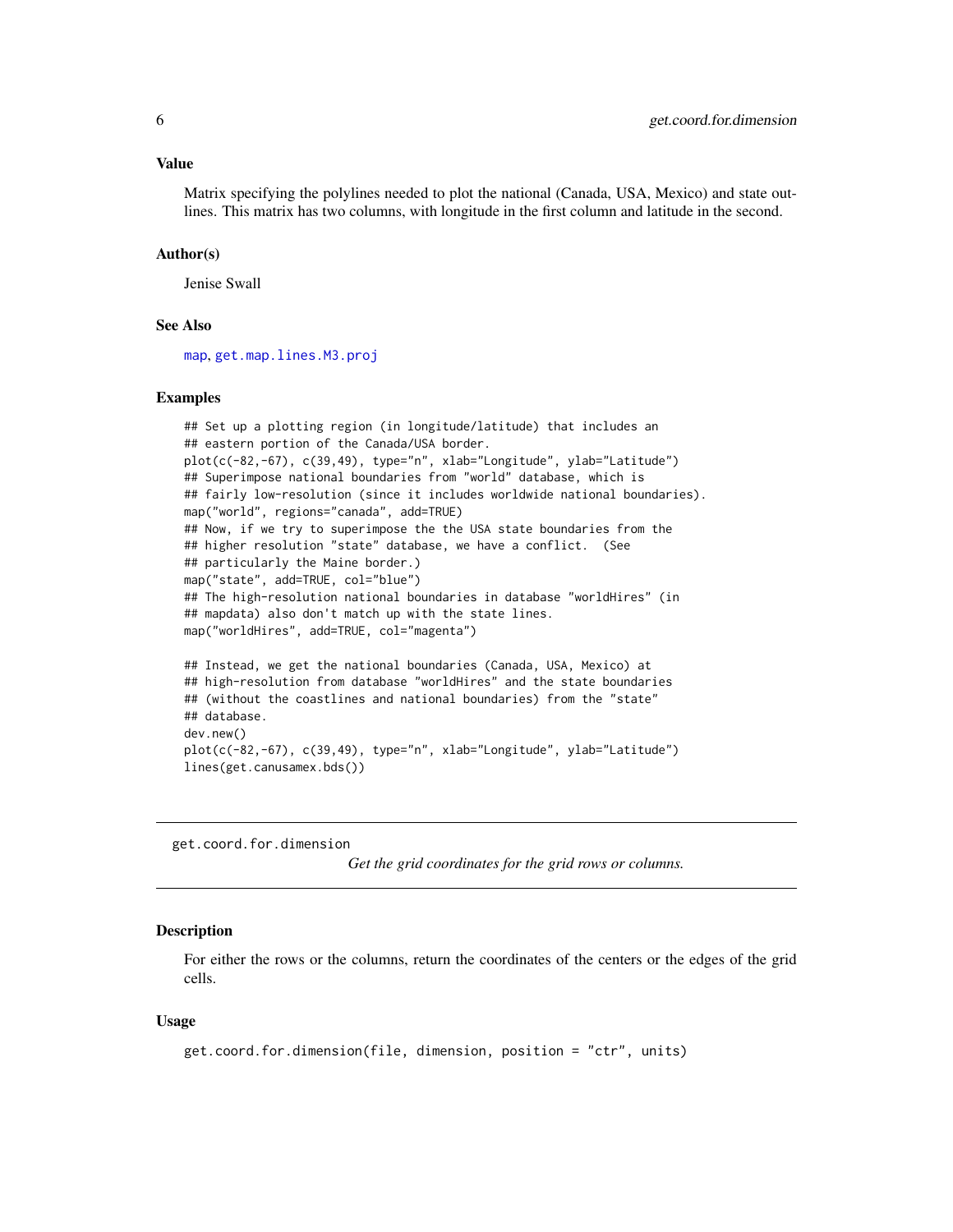## Value

Matrix specifying the polylines needed to plot the national (Canada, USA, Mexico) and state outlines. This matrix has two columns, with longitude in the first column and latitude in the second.

## Author(s)

Jenise Swall

## See Also

map, get.map.lines.M3.proj

## Examples

```
## Set up a plotting region (in longitude/latitude) that includes an
## eastern portion of the Canada/USA border.
plot(c(-82,-67), c(39,49), type="n", xlab="Longitude", ylab="Latitude")
## Superimpose national boundaries from "world" database, which is
## fairly low-resolution (since it includes worldwide national boundaries).
map("world", regions="canada", add=TRUE)
## Now, if we try to superimpose the the USA state boundaries from the
## higher resolution "state" database, we have a conflict.  (See
## particularly the Maine border.)
map("state", add=TRUE, col="blue")
## The high-resolution national boundaries in database "worldHires" (in
## mapdata) also don't match up with the state lines.
map("worldHires", add=TRUE, col="magenta")

## Instead, we get the national boundaries (Canada, USA, Mexico) at
## high-resolution from database "worldHires" and the state boundaries
## (without the coastlines and national boundaries) from the "state"
## database.
dev.new()
plot(c(-82,-67), c(39,49), type="n", xlab="Longitude", ylab="Latitude")
lines(get.canusamex.bds())
```

---

# get.coord.for.dimension    *Get the grid coordinates for the grid rows or columns.*

---

## Description

For either the rows or the columns, return the coordinates of the centers or the edges of the grid cells.

## Usage

```
get.coord.for.dimension(file, dimension, position = "ctr", units)
```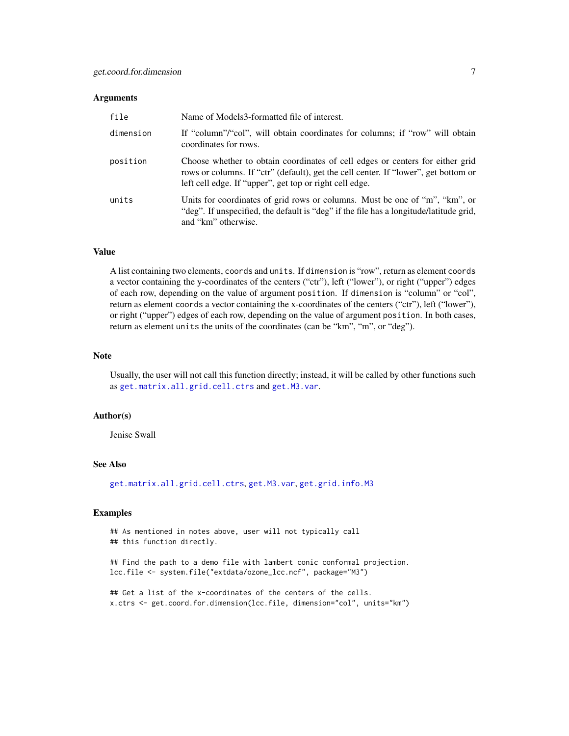### Arguments

| | |
|---|---|
| `file` | Name of Models3-formatted file of interest. |
| `dimension` | If "column"/"col", will obtain coordinates for columns; if "row" will obtain coordinates for rows. |
| `position` | Choose whether to obtain coordinates of cell edges or centers for either grid rows or columns. If "ctr" (default), get the cell center. If "lower", get bottom or left cell edge. If "upper", get top or right cell edge. |
| `units` | Units for coordinates of grid rows or columns. Must be one of "m", "km", or "deg". If unspecified, the default is "deg" if the file has a longitude/latitude grid, and "km" otherwise. |

### Value

A list containing two elements, `coords` and `units`. If `dimension` is "row", return as element `coords` a vector containing the y-coordinates of the centers ("ctr"), left ("lower"), or right ("upper") edges of each row, depending on the value of argument `position`. If `dimension` is "column" or "col", return as element `coords` a vector containing the x-coordinates of the centers ("ctr"), left ("lower"), or right ("upper") edges of each row, depending on the value of argument `position`. In both cases, return as element `units` the units of the coordinates (can be "km", "m", or "deg").

### Note

Usually, the user will not call this function directly; instead, it will be called by other functions such as `get.matrix.all.grid.cell.ctrs` and `get.M3.var`.

### Author(s)

Jenise Swall

### See Also

`get.matrix.all.grid.cell.ctrs`, `get.M3.var`, `get.grid.info.M3`

### Examples

```
## As mentioned in notes above, user will not typically call
## this function directly.

## Find the path to a demo file with lambert conic conformal projection.
lcc.file <- system.file("extdata/ozone_lcc.ncf", package="M3")

## Get a list of the x-coordinates of the centers of the cells.
x.ctrs <- get.coord.for.dimension(lcc.file, dimension="col", units="km")
```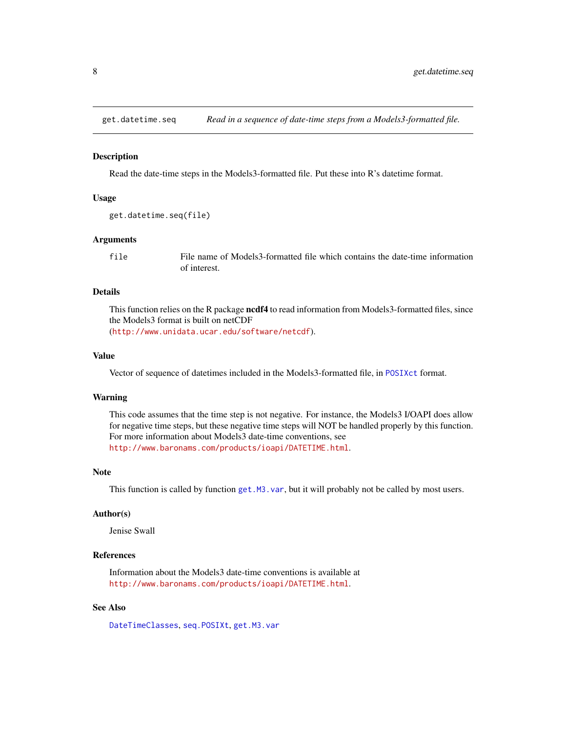## get.datetime.seq — *Read in a sequence of date-time steps from a Models3-formatted file.*

### Description

Read the date-time steps in the Models3-formatted file. Put these into R's datetime format.

### Usage

```
get.datetime.seq(file)
```

### Arguments

| | |
|---|---|
| `file` | File name of Models3-formatted file which contains the date-time information of interest. |

### Details

This function relies on the R package **ncdf4** to read information from Models3-formatted files, since the Models3 format is built on netCDF (`http://www.unidata.ucar.edu/software/netcdf`).

### Value

Vector of sequence of datetimes included in the Models3-formatted file, in `POSIXct` format.

### Warning

This code assumes that the time step is not negative. For instance, the Models3 I/OAPI does allow for negative time steps, but these negative time steps will NOT be handled properly by this function. For more information about Models3 date-time conventions, see `http://www.baronams.com/products/ioapi/DATETIME.html`.

### Note

This function is called by function `get.M3.var`, but it will probably not be called by most users.

### Author(s)

Jenise Swall

### References

Information about the Models3 date-time conventions is available at `http://www.baronams.com/products/ioapi/DATETIME.html`.

### See Also

`DateTimeClasses`, `seq.POSIXt`, `get.M3.var`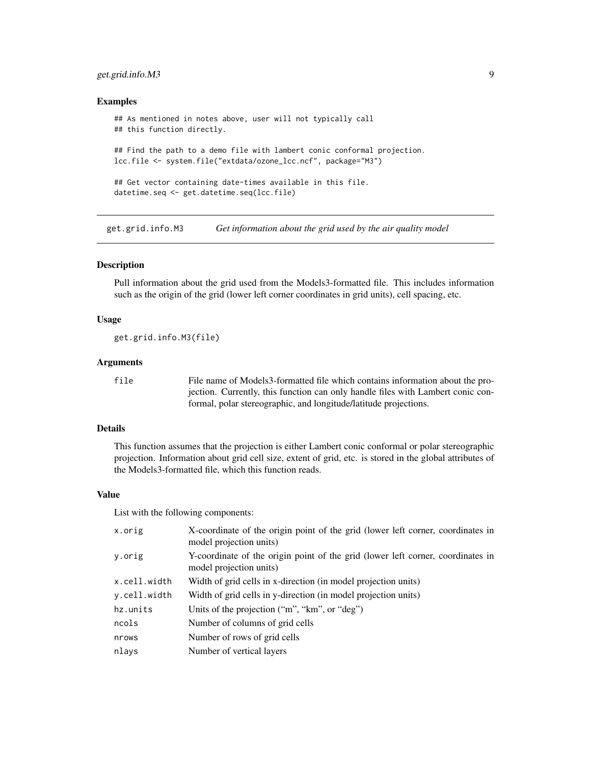### Examples

```
## As mentioned in notes above, user will not typically call
## this function directly.

## Find the path to a demo file with lambert conic conformal projection.
lcc.file <- system.file("extdata/ozone_lcc.ncf", package="M3")

## Get vector containing date-times available in this file.
datetime.seq <- get.datetime.seq(lcc.file)
```

## get.grid.info.M3 — *Get information about the grid used by the air quality model*

### Description

Pull information about the grid used from the Models3-formatted file. This includes information such as the origin of the grid (lower left corner coordinates in grid units), cell spacing, etc.

### Usage

```
get.grid.info.M3(file)
```

### Arguments

| | |
|---|---|
| `file` | File name of Models3-formatted file which contains information about the projection. Currently, this function can only handle files with Lambert conic conformal, polar stereographic, and longitude/latitude projections. |

### Details

This function assumes that the projection is either Lambert conic conformal or polar stereographic projection. Information about grid cell size, extent of grid, etc. is stored in the global attributes of the Models3-formatted file, which this function reads.

### Value

List with the following components:

| | |
|---|---|
| `x.orig` | X-coordinate of the origin point of the grid (lower left corner, coordinates in model projection units) |
| `y.orig` | Y-coordinate of the origin point of the grid (lower left corner, coordinates in model projection units) |
| `x.cell.width` | Width of grid cells in x-direction (in model projection units) |
| `y.cell.width` | Width of grid cells in y-direction (in model projection units) |
| `hz.units` | Units of the projection ("m", "km", or "deg") |
| `ncols` | Number of columns of grid cells |
| `nrows` | Number of rows of grid cells |
| `nlays` | Number of vertical layers |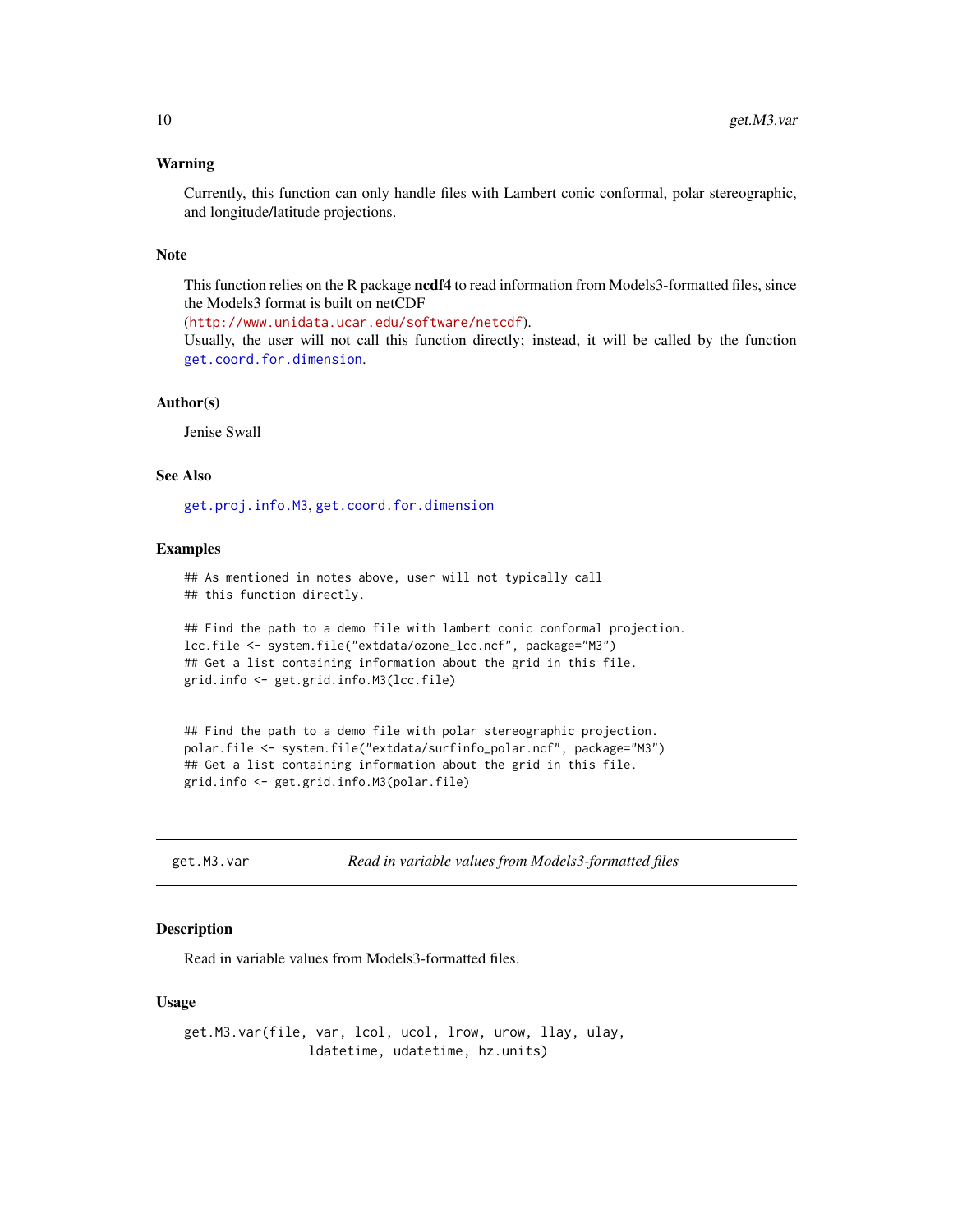### Warning

Currently, this function can only handle files with Lambert conic conformal, polar stereographic, and longitude/latitude projections.

### Note

This function relies on the R package **ncdf4** to read information from Models3-formatted files, since the Models3 format is built on netCDF
(`http://www.unidata.ucar.edu/software/netcdf`).
Usually, the user will not call this function directly; instead, it will be called by the function `get.coord.for.dimension`.

### Author(s)

Jenise Swall

### See Also

`get.proj.info.M3`, `get.coord.for.dimension`

### Examples

```
## As mentioned in notes above, user will not typically call
## this function directly.

## Find the path to a demo file with lambert conic conformal projection.
lcc.file <- system.file("extdata/ozone_lcc.ncf", package="M3")
## Get a list containing information about the grid in this file.
grid.info <- get.grid.info.M3(lcc.file)


## Find the path to a demo file with polar stereographic projection.
polar.file <- system.file("extdata/surfinfo_polar.ncf", package="M3")
## Get a list containing information about the grid in this file.
grid.info <- get.grid.info.M3(polar.file)
```

---

## get.M3.var — *Read in variable values from Models3-formatted files*

### Description

Read in variable values from Models3-formatted files.

### Usage

```
get.M3.var(file, var, lcol, ucol, lrow, urow, llay, ulay,
                 ldatetime, udatetime, hz.units)
```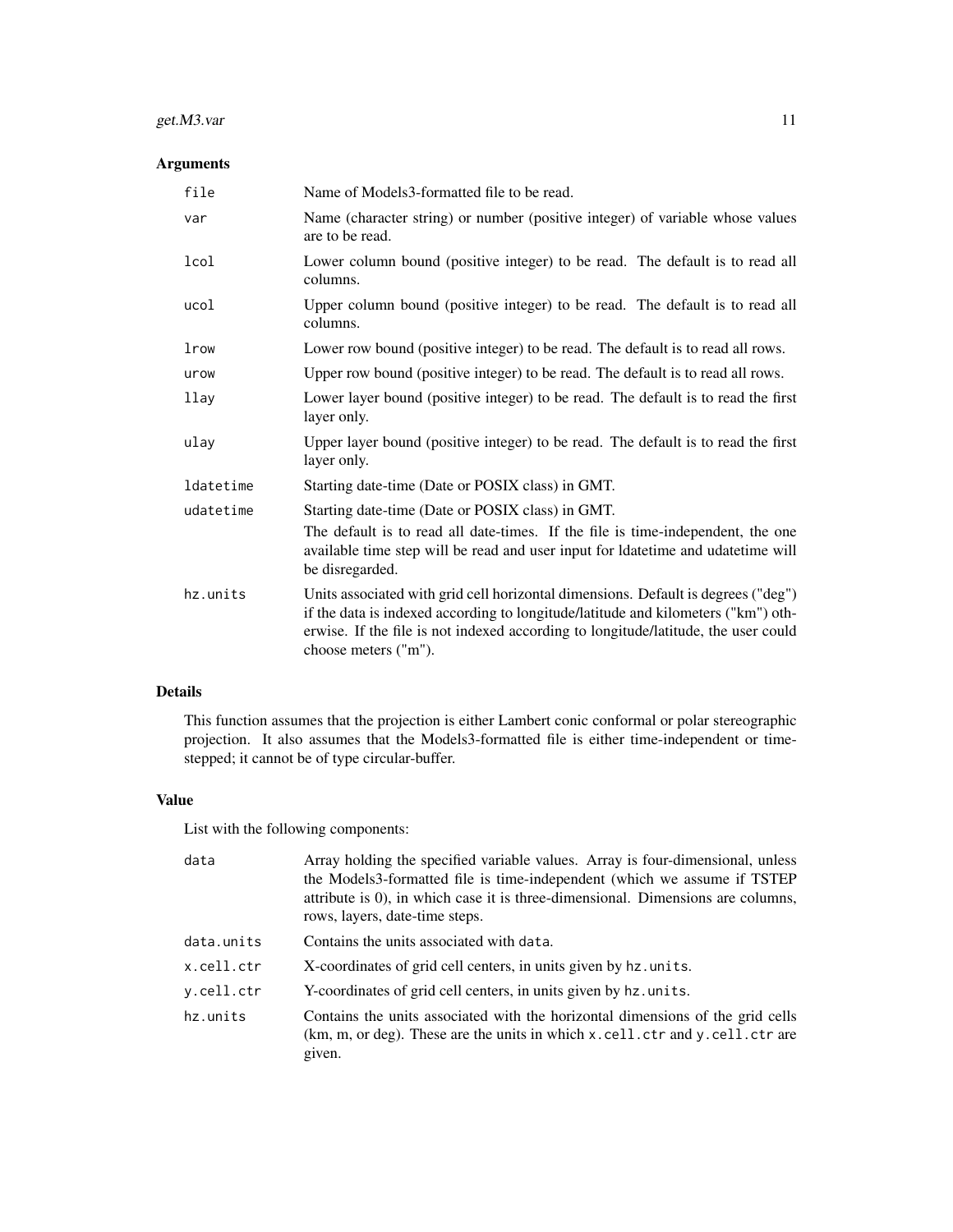### Arguments

| | |
|---|---|
| file | Name of Models3-formatted file to be read. |
| var | Name (character string) or number (positive integer) of variable whose values are to be read. |
| lcol | Lower column bound (positive integer) to be read. The default is to read all columns. |
| ucol | Upper column bound (positive integer) to be read. The default is to read all columns. |
| lrow | Lower row bound (positive integer) to be read. The default is to read all rows. |
| urow | Upper row bound (positive integer) to be read. The default is to read all rows. |
| llay | Lower layer bound (positive integer) to be read. The default is to read the first layer only. |
| ulay | Upper layer bound (positive integer) to be read. The default is to read the first layer only. |
| ldatetime | Starting date-time (Date or POSIX class) in GMT. |
| udatetime | Starting date-time (Date or POSIX class) in GMT. The default is to read all date-times. If the file is time-independent, the one available time step will be read and user input for ldatetime and udatetime will be disregarded. |
| hz.units | Units associated with grid cell horizontal dimensions. Default is degrees ("deg") if the data is indexed according to longitude/latitude and kilometers ("km") otherwise. If the file is not indexed according to longitude/latitude, the user could choose meters ("m"). |

### Details

This function assumes that the projection is either Lambert conic conformal or polar stereographic projection. It also assumes that the Models3-formatted file is either time-independent or time-stepped; it cannot be of type circular-buffer.

### Value

List with the following components:

| | |
|---|---|
| data | Array holding the specified variable values. Array is four-dimensional, unless the Models3-formatted file is time-independent (which we assume if TSTEP attribute is 0), in which case it is three-dimensional. Dimensions are columns, rows, layers, date-time steps. |
| data.units | Contains the units associated with data. |
| x.cell.ctr | X-coordinates of grid cell centers, in units given by hz.units. |
| y.cell.ctr | Y-coordinates of grid cell centers, in units given by hz.units. |
| hz.units | Contains the units associated with the horizontal dimensions of the grid cells (km, m, or deg). These are the units in which x.cell.ctr and y.cell.ctr are given. |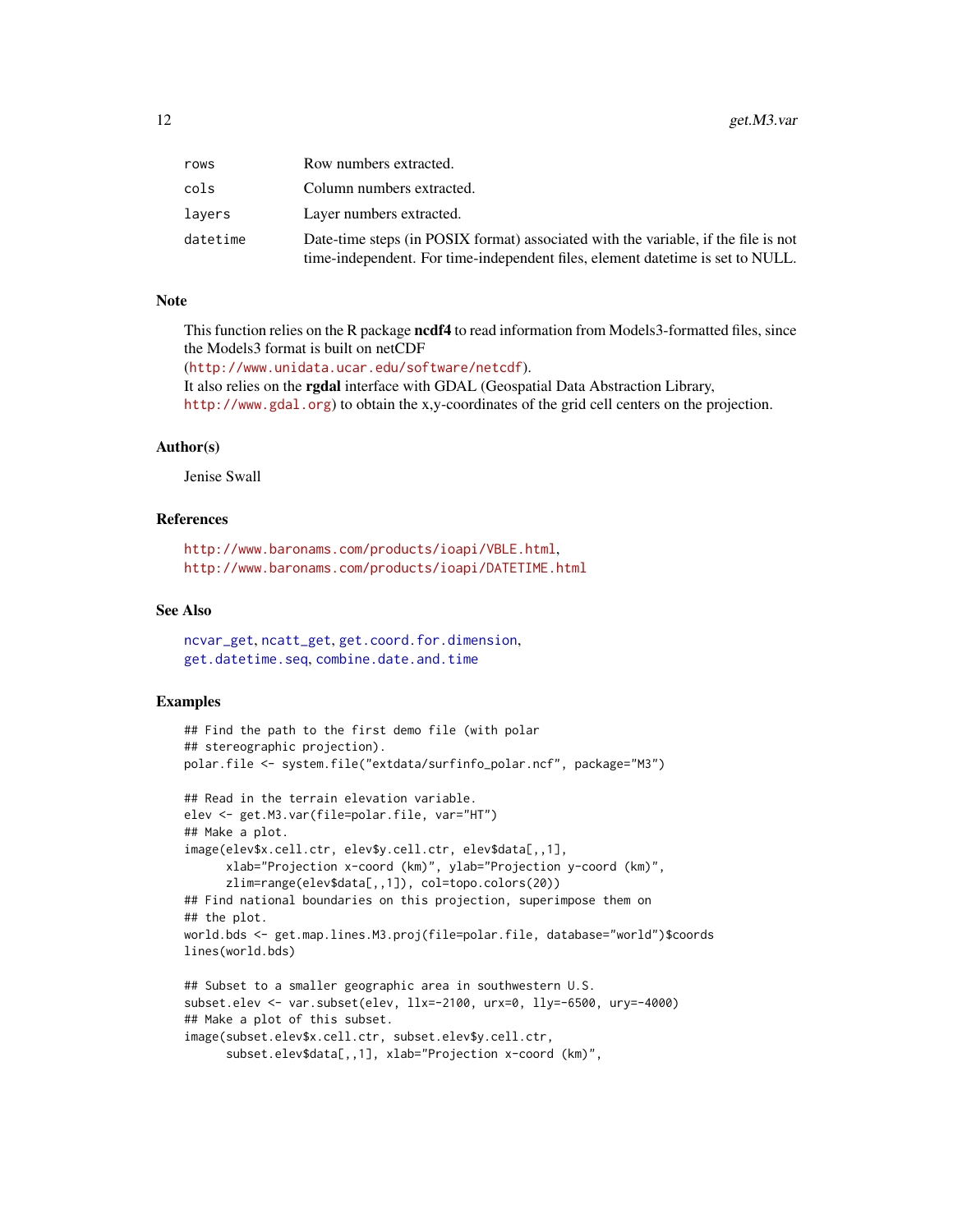| | |
|---|---|
| rows | Row numbers extracted. |
| cols | Column numbers extracted. |
| layers | Layer numbers extracted. |
| datetime | Date-time steps (in POSIX format) associated with the variable, if the file is not time-independent. For time-independent files, element datetime is set to NULL. |

### Note

This function relies on the R package **ncdf4** to read information from Models3-formatted files, since the Models3 format is built on netCDF (http://www.unidata.ucar.edu/software/netcdf).
It also relies on the **rgdal** interface with GDAL (Geospatial Data Abstraction Library, http://www.gdal.org) to obtain the x,y-coordinates of the grid cell centers on the projection.

### Author(s)

Jenise Swall

### References

http://www.baronams.com/products/ioapi/VBLE.html,
http://www.baronams.com/products/ioapi/DATETIME.html

### See Also

ncvar_get, ncatt_get, get.coord.for.dimension,
get.datetime.seq, combine.date.and.time

### Examples

```
## Find the path to the first demo file (with polar
## stereographic projection).
polar.file <- system.file("extdata/surfinfo_polar.ncf", package="M3")

## Read in the terrain elevation variable.
elev <- get.M3.var(file=polar.file, var="HT")
## Make a plot.
image(elev$x.cell.ctr, elev$y.cell.ctr, elev$data[,,1],
      xlab="Projection x-coord (km)", ylab="Projection y-coord (km)",
      zlim=range(elev$data[,,1]), col=topo.colors(20))
## Find national boundaries on this projection, superimpose them on
## the plot.
world.bds <- get.map.lines.M3.proj(file=polar.file, database="world")$coords
lines(world.bds)

## Subset to a smaller geographic area in southwestern U.S.
subset.elev <- var.subset(elev, llx=-2100, urx=0, lly=-6500, ury=-4000)
## Make a plot of this subset.
image(subset.elev$x.cell.ctr, subset.elev$y.cell.ctr,
      subset.elev$data[,,1], xlab="Projection x-coord (km)",
```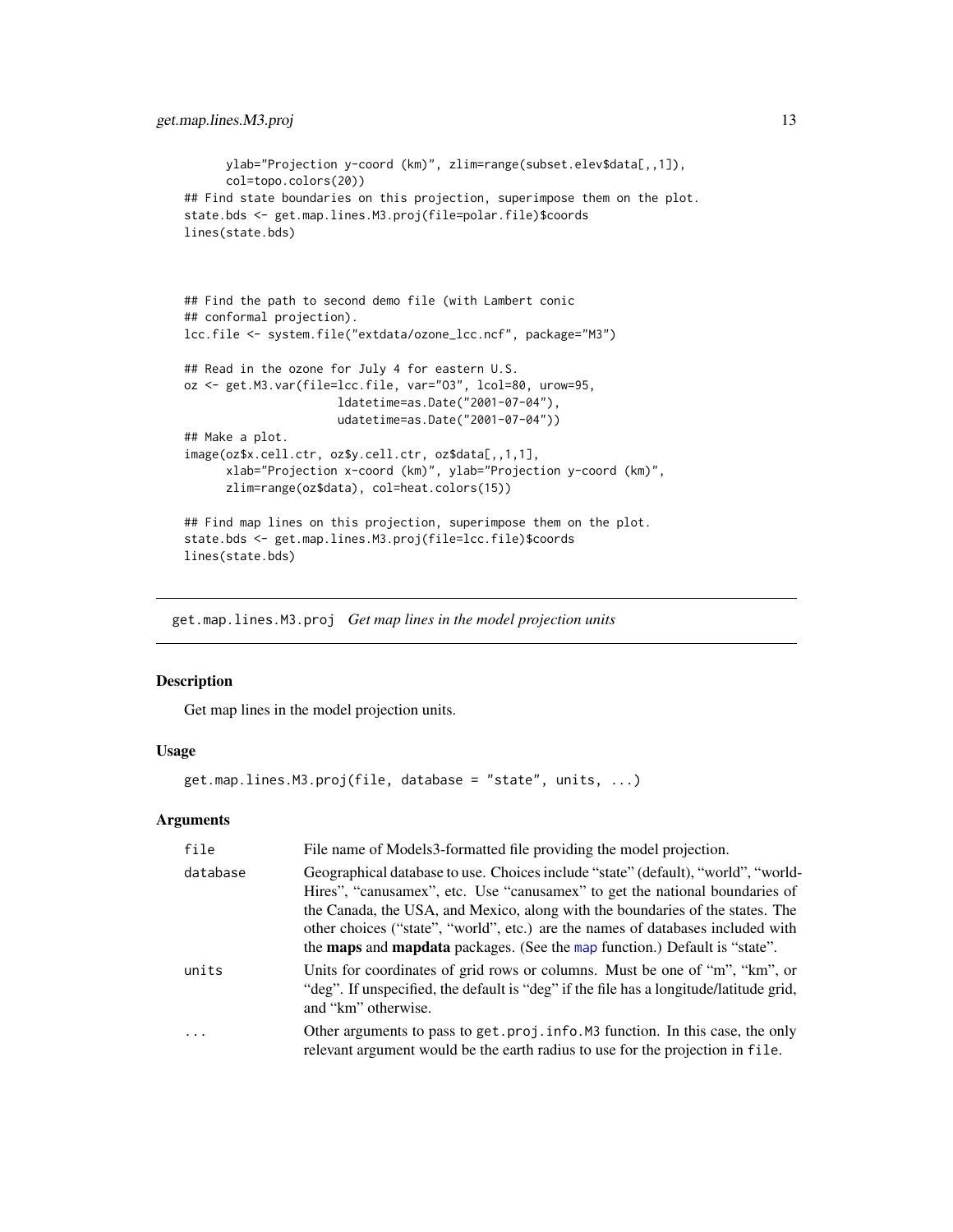```
      ylab="Projection y-coord (km)", zlim=range(subset.elev$data[,,1]),
      col=topo.colors(20))
## Find state boundaries on this projection, superimpose them on the plot.
state.bds <- get.map.lines.M3.proj(file=polar.file)$coords
lines(state.bds)



## Find the path to second demo file (with Lambert conic
## conformal projection).
lcc.file <- system.file("extdata/ozone_lcc.ncf", package="M3")

## Read in the ozone for July 4 for eastern U.S.
oz <- get.M3.var(file=lcc.file, var="O3", lcol=80, urow=95,
                      ldatetime=as.Date("2001-07-04"),
                      udatetime=as.Date("2001-07-04"))
## Make a plot.
image(oz$x.cell.ctr, oz$y.cell.ctr, oz$data[,,1,1],
      xlab="Projection x-coord (km)", ylab="Projection y-coord (km)",
      zlim=range(oz$data), col=heat.colors(15))

## Find map lines on this projection, superimpose them on the plot.
state.bds <- get.map.lines.M3.proj(file=lcc.file)$coords
lines(state.bds)
```

## get.map.lines.M3.proj *Get map lines in the model projection units*

### Description

Get map lines in the model projection units.

### Usage

```
get.map.lines.M3.proj(file, database = "state", units, ...)
```

### Arguments

| | |
|---|---|
| file | File name of Models3-formatted file providing the model projection. |
| database | Geographical database to use. Choices include "state" (default), "world", "worldHires", "canusamex", etc. Use "canusamex" to get the national boundaries of the Canada, the USA, and Mexico, along with the boundaries of the states. The other choices ("state", "world", etc.) are the names of databases included with the **maps** and **mapdata** packages. (See the map function.) Default is "state". |
| units | Units for coordinates of grid rows or columns. Must be one of "m", "km", or "deg". If unspecified, the default is "deg" if the file has a longitude/latitude grid, and "km" otherwise. |
| ... | Other arguments to pass to get.proj.info.M3 function. In this case, the only relevant argument would be the earth radius to use for the projection in file. |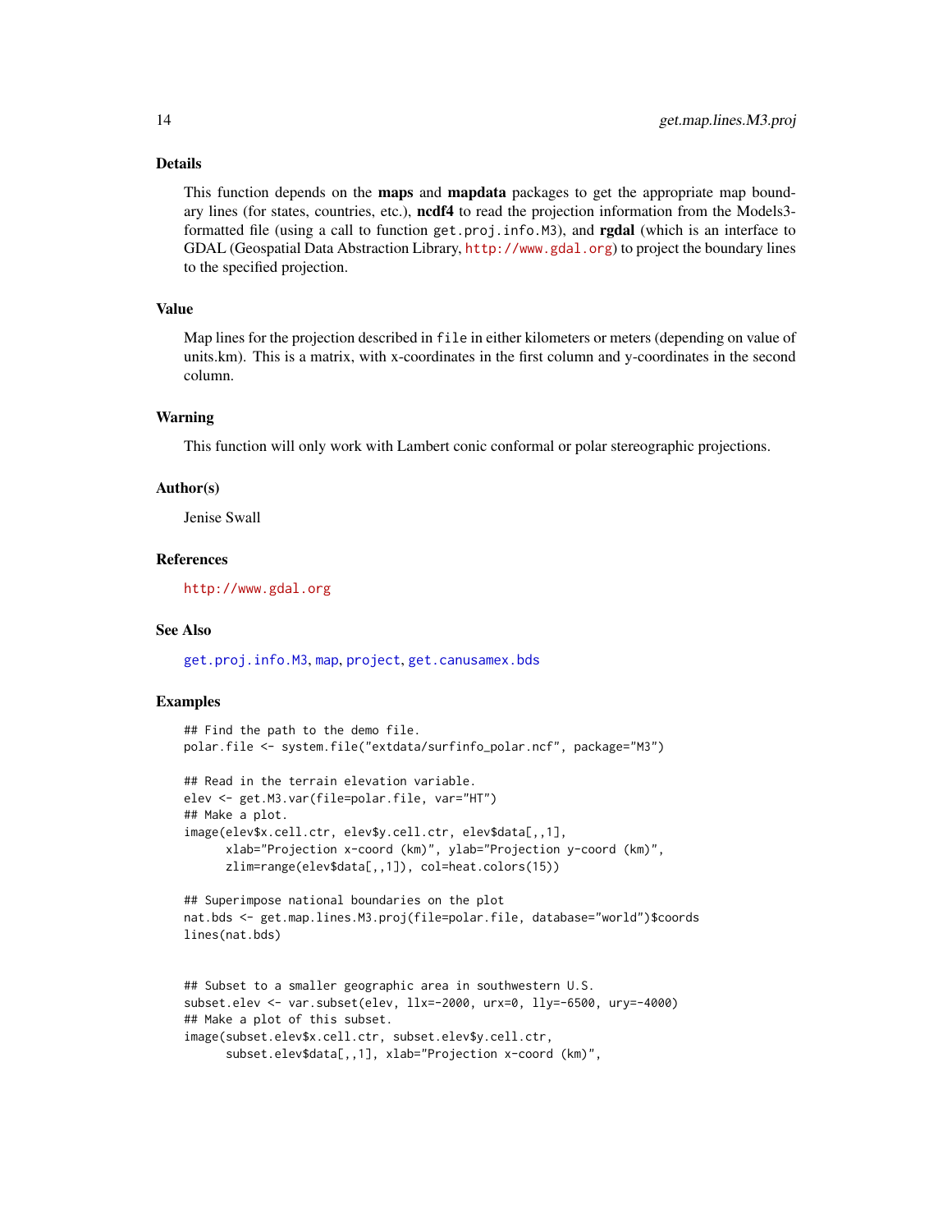## Details

This function depends on the **maps** and **mapdata** packages to get the appropriate map boundary lines (for states, countries, etc.), **ncdf4** to read the projection information from the Models3-formatted file (using a call to function `get.proj.info.M3`), and **rgdal** (which is an interface to GDAL (Geospatial Data Abstraction Library, http://www.gdal.org) to project the boundary lines to the specified projection.

## Value

Map lines for the projection described in `file` in either kilometers or meters (depending on value of units.km). This is a matrix, with x-coordinates in the first column and y-coordinates in the second column.

## Warning

This function will only work with Lambert conic conformal or polar stereographic projections.

## Author(s)

Jenise Swall

## References

http://www.gdal.org

## See Also

`get.proj.info.M3`, `map`, `project`, `get.canusamex.bds`

## Examples

```
## Find the path to the demo file.
polar.file <- system.file("extdata/surfinfo_polar.ncf", package="M3")

## Read in the terrain elevation variable.
elev <- get.M3.var(file=polar.file, var="HT")
## Make a plot.
image(elev$x.cell.ctr, elev$y.cell.ctr, elev$data[,,1],
      xlab="Projection x-coord (km)", ylab="Projection y-coord (km)",
      zlim=range(elev$data[,,1]), col=heat.colors(15))

## Superimpose national boundaries on the plot
nat.bds <- get.map.lines.M3.proj(file=polar.file, database="world")$coords
lines(nat.bds)


## Subset to a smaller geographic area in southwestern U.S.
subset.elev <- var.subset(elev, llx=-2000, urx=0, lly=-6500, ury=-4000)
## Make a plot of this subset.
image(subset.elev$x.cell.ctr, subset.elev$y.cell.ctr,
      subset.elev$data[,,1], xlab="Projection x-coord (km)",
```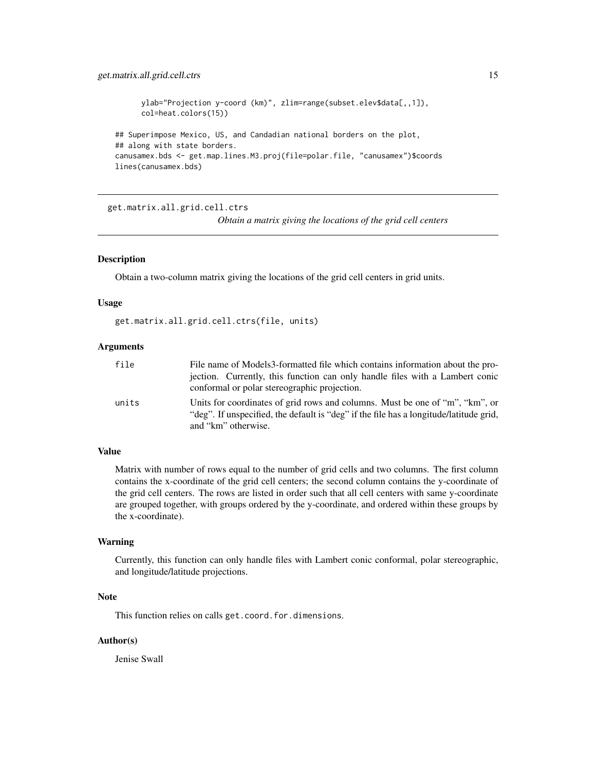```
        ylab="Projection y-coord (km)", zlim=range(subset.elev$data[,,1]),
        col=heat.colors(15))

## Superimpose Mexico, US, and Candadian national borders on the plot,
## along with state borders.
canusamex.bds <- get.map.lines.M3.proj(file=polar.file, "canusamex")$coords
lines(canusamex.bds)
```

---

## get.matrix.all.grid.cell.ctrs

*Obtain a matrix giving the locations of the grid cell centers*

### Description

Obtain a two-column matrix giving the locations of the grid cell centers in grid units.

### Usage

```
get.matrix.all.grid.cell.ctrs(file, units)
```

### Arguments

| | |
|---|---|
| `file` | File name of Models3-formatted file which contains information about the projection. Currently, this function can only handle files with a Lambert conic conformal or polar stereographic projection. |
| `units` | Units for coordinates of grid rows and columns. Must be one of "m", "km", or "deg". If unspecified, the default is "deg" if the file has a longitude/latitude grid, and "km" otherwise. |

### Value

Matrix with number of rows equal to the number of grid cells and two columns. The first column contains the x-coordinate of the grid cell centers; the second column contains the y-coordinate of the grid cell centers. The rows are listed in order such that all cell centers with same y-coordinate are grouped together, with groups ordered by the y-coordinate, and ordered within these groups by the x-coordinate).

### Warning

Currently, this function can only handle files with Lambert conic conformal, polar stereographic, and longitude/latitude projections.

### Note

This function relies on calls `get.coord.for.dimensions`.

### Author(s)

Jenise Swall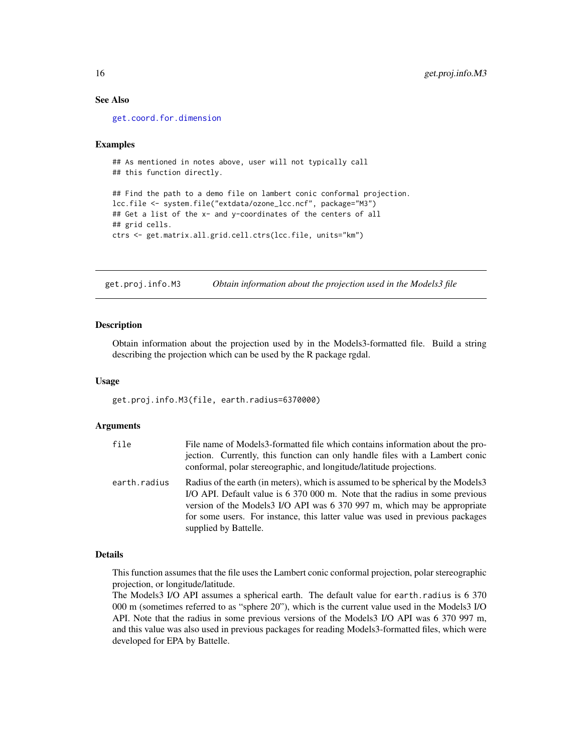### See Also

get.coord.for.dimension

### Examples

```
## As mentioned in notes above, user will not typically call
## this function directly.

## Find the path to a demo file on lambert conic conformal projection.
lcc.file <- system.file("extdata/ozone_lcc.ncf", package="M3")
## Get a list of the x- and y-coordinates of the centers of all
## grid cells.
ctrs <- get.matrix.all.grid.cell.ctrs(lcc.file, units="km")
```

---

## get.proj.info.M3 — *Obtain information about the projection used in the Models3 file*

### Description

Obtain information about the projection used by in the Models3-formatted file. Build a string describing the projection which can be used by the R package rgdal.

### Usage

```
get.proj.info.M3(file, earth.radius=6370000)
```

### Arguments

| | |
|---|---|
| file | File name of Models3-formatted file which contains information about the projection. Currently, this function can only handle files with a Lambert conic conformal, polar stereographic, and longitude/latitude projections. |
| earth.radius | Radius of the earth (in meters), which is assumed to be spherical by the Models3 I/O API. Default value is 6 370 000 m. Note that the radius in some previous version of the Models3 I/O API was 6 370 997 m, which may be appropriate for some users. For instance, this latter value was used in previous packages supplied by Battelle. |

### Details

This function assumes that the file uses the Lambert conic conformal projection, polar stereographic projection, or longitude/latitude.
The Models3 I/O API assumes a spherical earth. The default value for `earth.radius` is 6 370 000 m (sometimes referred to as "sphere 20"), which is the current value used in the Models3 I/O API. Note that the radius in some previous versions of the Models3 I/O API was 6 370 997 m, and this value was also used in previous packages for reading Models3-formatted files, which were developed for EPA by Battelle.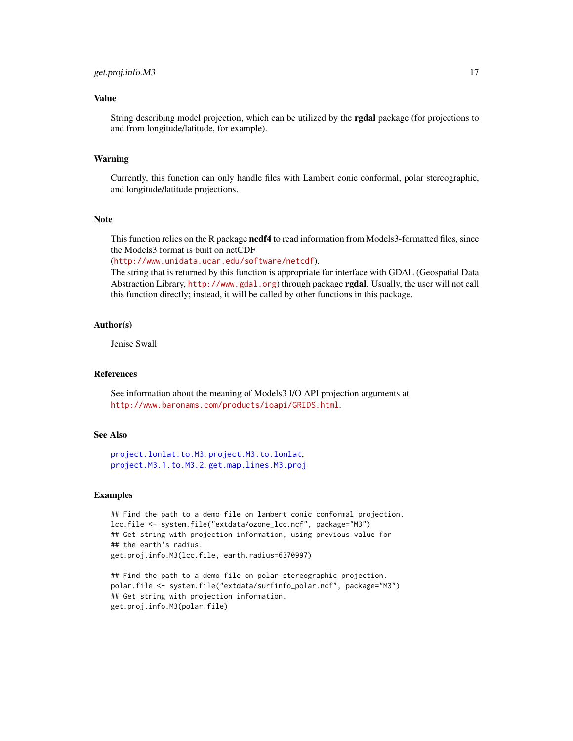## Value

String describing model projection, which can be utilized by the **rgdal** package (for projections to and from longitude/latitude, for example).

## Warning

Currently, this function can only handle files with Lambert conic conformal, polar stereographic, and longitude/latitude projections.

## Note

This function relies on the R package **ncdf4** to read information from Models3-formatted files, since the Models3 format is built on netCDF (http://www.unidata.ucar.edu/software/netcdf).
The string that is returned by this function is appropriate for interface with GDAL (Geospatial Data Abstraction Library, http://www.gdal.org) through package **rgdal**. Usually, the user will not call this function directly; instead, it will be called by other functions in this package.

## Author(s)

Jenise Swall

## References

See information about the meaning of Models3 I/O API projection arguments at http://www.baronams.com/products/ioapi/GRIDS.html.

## See Also

project.lonlat.to.M3, project.M3.to.lonlat, project.M3.1.to.M3.2, get.map.lines.M3.proj

## Examples

```
## Find the path to a demo file on lambert conic conformal projection.
lcc.file <- system.file("extdata/ozone_lcc.ncf", package="M3")
## Get string with projection information, using previous value for
## the earth's radius.
get.proj.info.M3(lcc.file, earth.radius=6370997)

## Find the path to a demo file on polar stereographic projection.
polar.file <- system.file("extdata/surfinfo_polar.ncf", package="M3")
## Get string with projection information.
get.proj.info.M3(polar.file)
```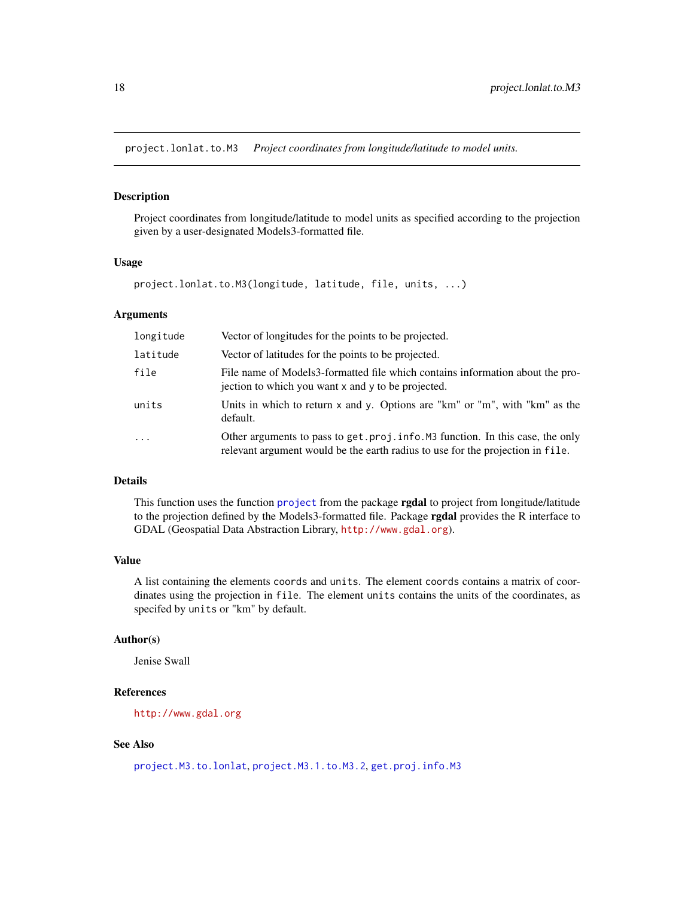## project.lonlat.to.M3 *Project coordinates from longitude/latitude to model units.*

### Description

Project coordinates from longitude/latitude to model units as specified according to the projection given by a user-designated Models3-formatted file.

### Usage

```
project.lonlat.to.M3(longitude, latitude, file, units, ...)
```

### Arguments

| | |
|---|---|
| `longitude` | Vector of longitudes for the points to be projected. |
| `latitude` | Vector of latitudes for the points to be projected. |
| `file` | File name of Models3-formatted file which contains information about the projection to which you want `x` and `y` to be projected. |
| `units` | Units in which to return `x` and `y`. Options are "km" or "m", with "km" as the default. |
| `...` | Other arguments to pass to `get.proj.info.M3` function. In this case, the only relevant argument would be the earth radius to use for the projection in `file`. |

### Details

This function uses the function `project` from the package **rgdal** to project from longitude/latitude to the projection defined by the Models3-formatted file. Package **rgdal** provides the R interface to GDAL (Geospatial Data Abstraction Library, `http://www.gdal.org`).

### Value

A list containing the elements `coords` and `units`. The element `coords` contains a matrix of coordinates using the projection in `file`. The element `units` contains the units of the coordinates, as specifed by `units` or "km" by default.

### Author(s)

Jenise Swall

### References

`http://www.gdal.org`

### See Also

`project.M3.to.lonlat`, `project.M3.1.to.M3.2`, `get.proj.info.M3`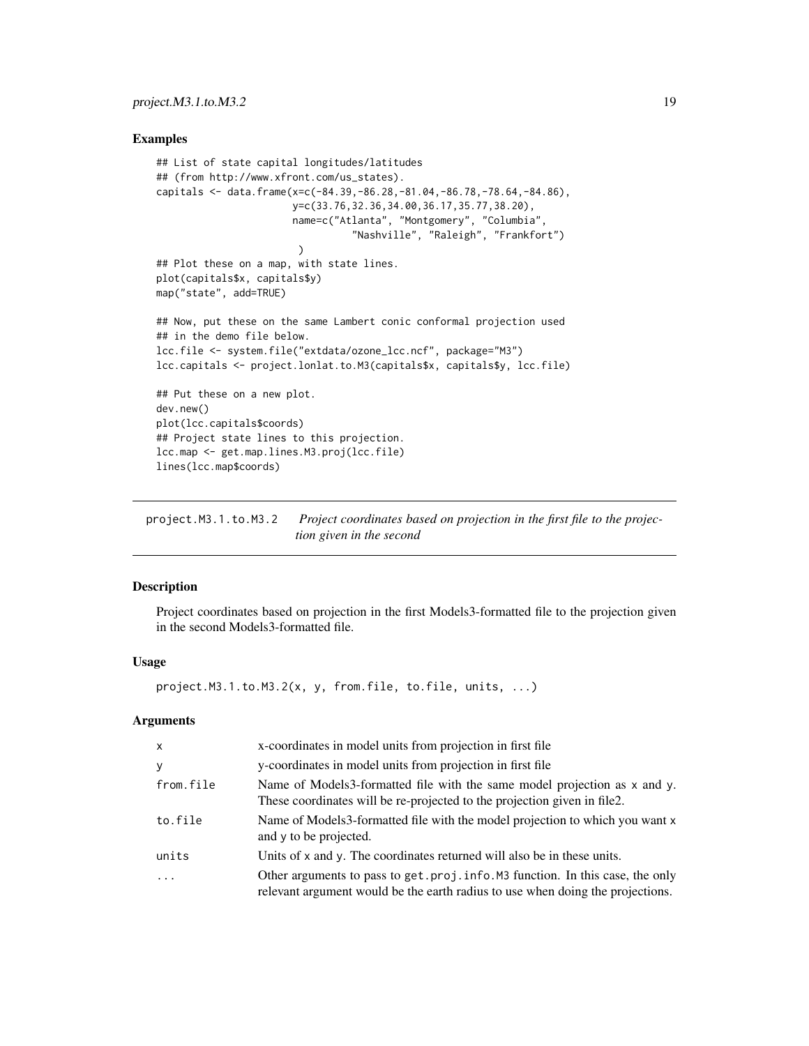## Examples

```
## List of state capital longitudes/latitudes
## (from http://www.xfront.com/us_states).
capitals <- data.frame(x=c(-84.39,-86.28,-81.04,-86.78,-78.64,-84.86),
                       y=c(33.76,32.36,34.00,36.17,35.77,38.20),
                       name=c("Atlanta", "Montgomery", "Columbia",
                              "Nashville", "Raleigh", "Frankfort")
                        )
## Plot these on a map, with state lines.
plot(capitals$x, capitals$y)
map("state", add=TRUE)

## Now, put these on the same Lambert conic conformal projection used
## in the demo file below.
lcc.file <- system.file("extdata/ozone_lcc.ncf", package="M3")
lcc.capitals <- project.lonlat.to.M3(capitals$x, capitals$y, lcc.file)

## Put these on a new plot.
dev.new()
plot(lcc.capitals$coords)
## Project state lines to this projection.
lcc.map <- get.map.lines.M3.proj(lcc.file)
lines(lcc.map$coords)
```

---

`project.M3.1.to.M3.2` *Project coordinates based on projection in the first file to the projection given in the second*

---

## Description

Project coordinates based on projection in the first Models3-formatted file to the projection given in the second Models3-formatted file.

## Usage

```
project.M3.1.to.M3.2(x, y, from.file, to.file, units, ...)
```

## Arguments

| | |
|---|---|
| `x` | x-coordinates in model units from projection in first file |
| `y` | y-coordinates in model units from projection in first file |
| `from.file` | Name of Models3-formatted file with the same model projection as `x` and `y`. These coordinates will be re-projected to the projection given in file2. |
| `to.file` | Name of Models3-formatted file with the model projection to which you want `x` and `y` to be projected. |
| `units` | Units of `x` and `y`. The coordinates returned will also be in these units. |
| `...` | Other arguments to pass to `get.proj.info.M3` function. In this case, the only relevant argument would be the earth radius to use when doing the projections. |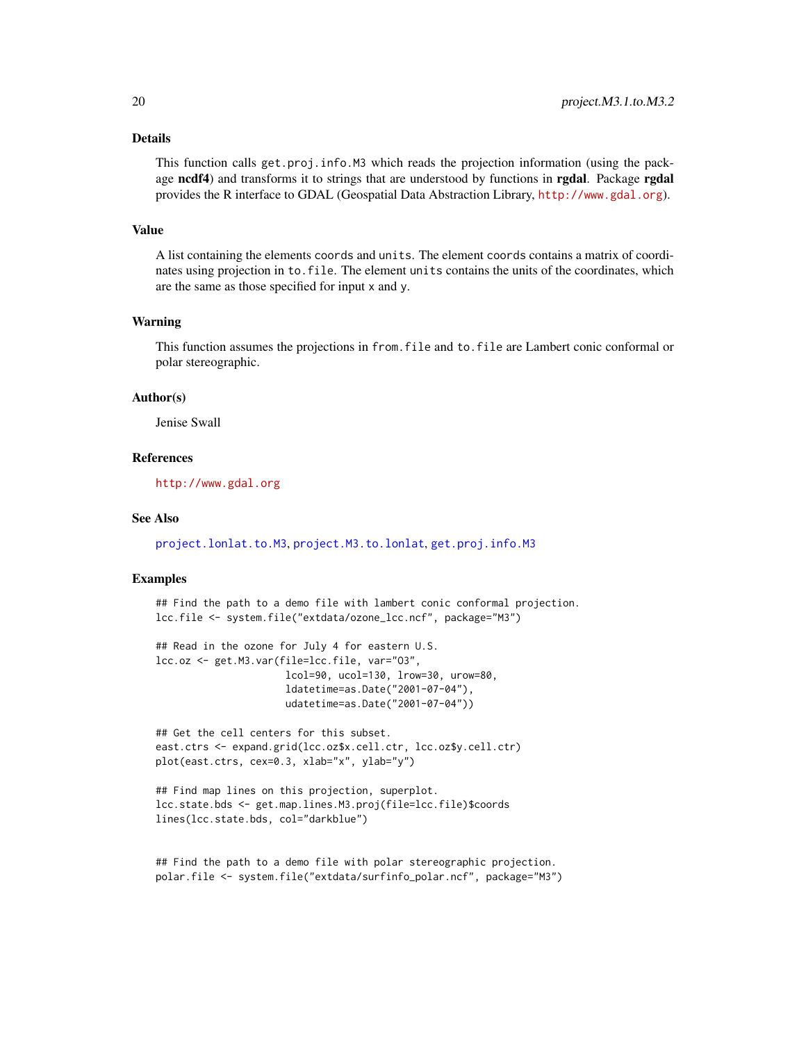## Details

This function calls `get.proj.info.M3` which reads the projection information (using the package **ncdf4**) and transforms it to strings that are understood by functions in **rgdal**. Package **rgdal** provides the R interface to GDAL (Geospatial Data Abstraction Library, http://www.gdal.org).

## Value

A list containing the elements `coords` and `units`. The element `coords` contains a matrix of coordinates using projection in `to.file`. The element `units` contains the units of the coordinates, which are the same as those specified for input `x` and `y`.

## Warning

This function assumes the projections in `from.file` and `to.file` are Lambert conic conformal or polar stereographic.

## Author(s)

Jenise Swall

## References

http://www.gdal.org

## See Also

`project.lonlat.to.M3`, `project.M3.to.lonlat`, `get.proj.info.M3`

## Examples

```
## Find the path to a demo file with lambert conic conformal projection.
lcc.file <- system.file("extdata/ozone_lcc.ncf", package="M3")

## Read in the ozone for July 4 for eastern U.S.
lcc.oz <- get.M3.var(file=lcc.file, var="O3",
                     lcol=90, ucol=130, lrow=30, urow=80,
                     ldatetime=as.Date("2001-07-04"),
                     udatetime=as.Date("2001-07-04"))

## Get the cell centers for this subset.
east.ctrs <- expand.grid(lcc.oz$x.cell.ctr, lcc.oz$y.cell.ctr)
plot(east.ctrs, cex=0.3, xlab="x", ylab="y")

## Find map lines on this projection, superplot.
lcc.state.bds <- get.map.lines.M3.proj(file=lcc.file)$coords
lines(lcc.state.bds, col="darkblue")


## Find the path to a demo file with polar stereographic projection.
polar.file <- system.file("extdata/surfinfo_polar.ncf", package="M3")
```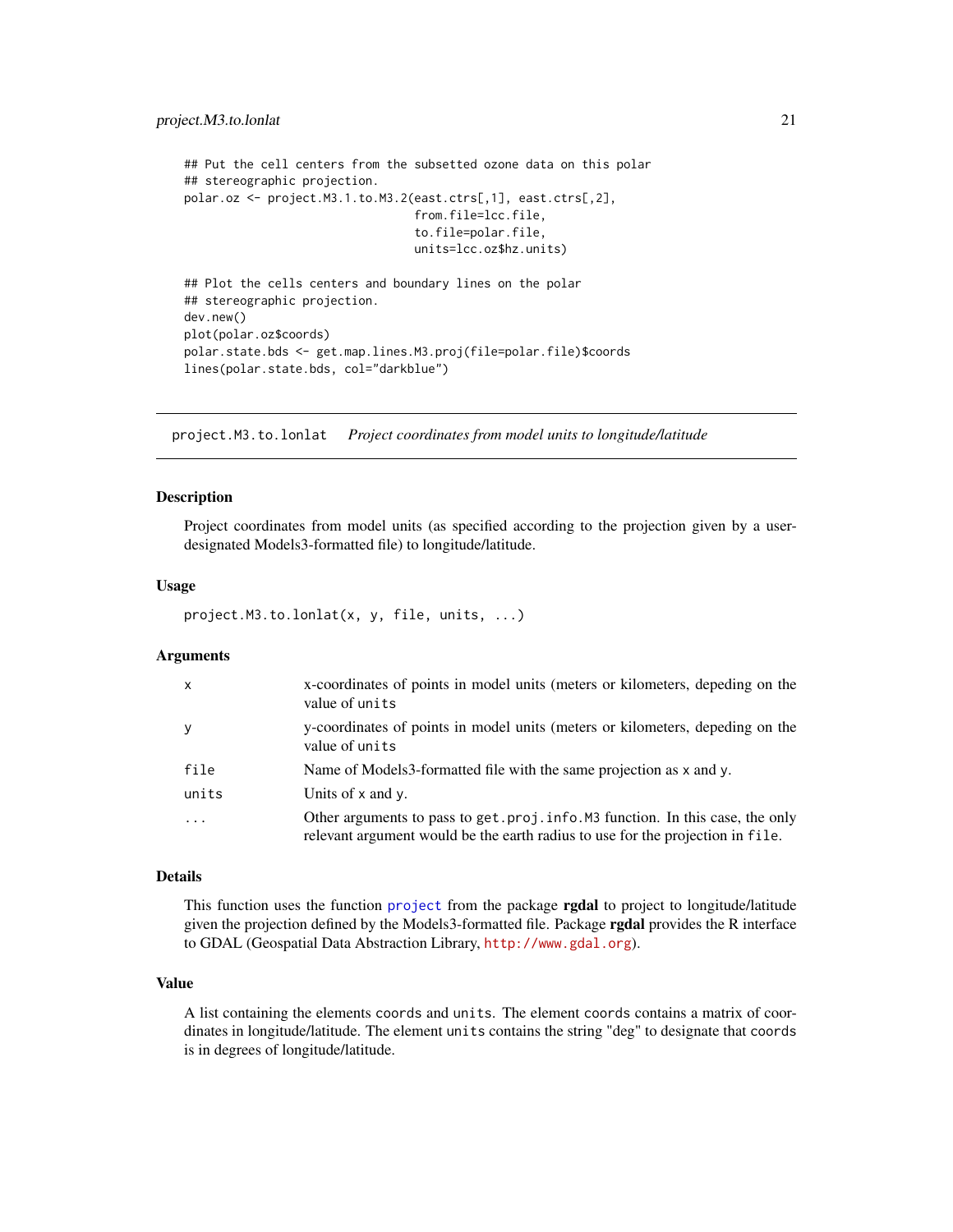```
## Put the cell centers from the subsetted ozone data on this polar
## stereographic projection.
polar.oz <- project.M3.1.to.M3.2(east.ctrs[,1], east.ctrs[,2],
                                 from.file=lcc.file,
                                 to.file=polar.file,
                                 units=lcc.oz$hz.units)

## Plot the cells centers and boundary lines on the polar
## stereographic projection.
dev.new()
plot(polar.oz$coords)
polar.state.bds <- get.map.lines.M3.proj(file=polar.file)$coords
lines(polar.state.bds, col="darkblue")
```

---

## project.M3.to.lonlat — *Project coordinates from model units to longitude/latitude*

### Description

Project coordinates from model units (as specified according to the projection given by a user-designated Models3-formatted file) to longitude/latitude.

### Usage

```
project.M3.to.lonlat(x, y, file, units, ...)
```

### Arguments

| | |
|---|---|
| `x` | x-coordinates of points in model units (meters or kilometers, depeding on the value of `units` |
| `y` | y-coordinates of points in model units (meters or kilometers, depeding on the value of `units` |
| `file` | Name of Models3-formatted file with the same projection as `x` and `y`. |
| `units` | Units of `x` and `y`. |
| `...` | Other arguments to pass to `get.proj.info.M3` function. In this case, the only relevant argument would be the earth radius to use for the projection in `file`. |

### Details

This function uses the function `project` from the package **rgdal** to project to longitude/latitude given the projection defined by the Models3-formatted file. Package **rgdal** provides the R interface to GDAL (Geospatial Data Abstraction Library, http://www.gdal.org).

### Value

A list containing the elements `coords` and `units`. The element `coords` contains a matrix of coordinates in longitude/latitude. The element `units` contains the string "deg" to designate that `coords` is in degrees of longitude/latitude.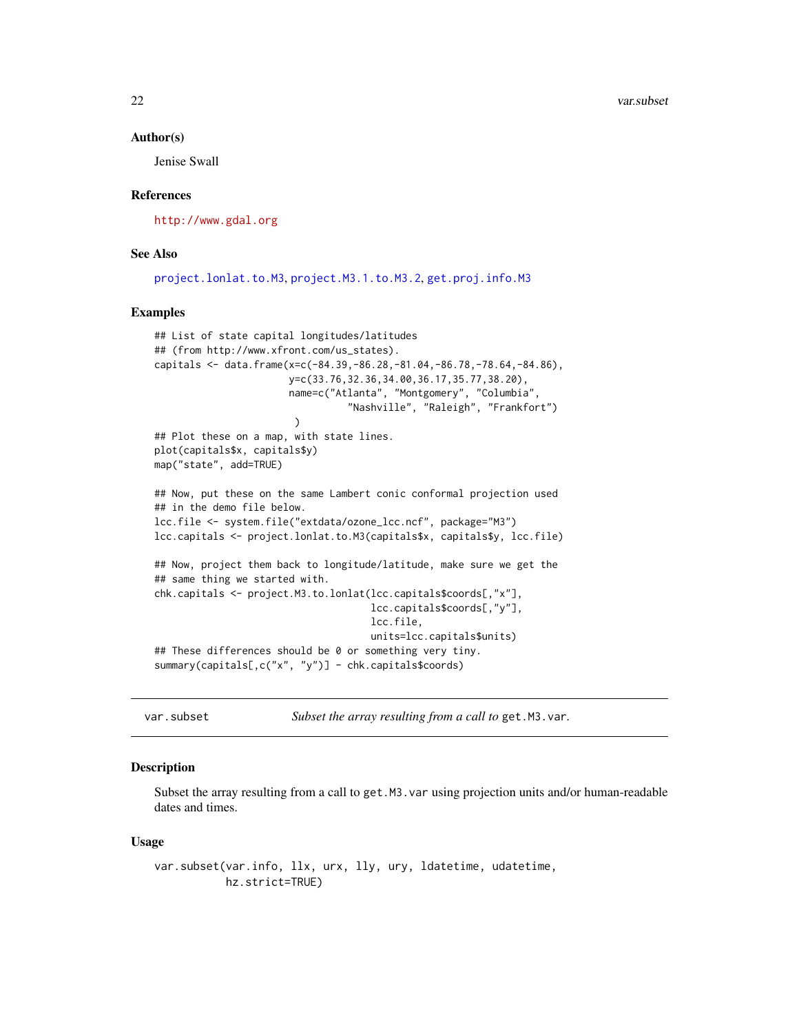### Author(s)

Jenise Swall

### References

http://www.gdal.org

### See Also

project.lonlat.to.M3, project.M3.1.to.M3.2, get.proj.info.M3

### Examples

```
## List of state capital longitudes/latitudes
## (from http://www.xfront.com/us_states).
capitals <- data.frame(x=c(-84.39,-86.28,-81.04,-86.78,-78.64,-84.86),
                       y=c(33.76,32.36,34.00,36.17,35.77,38.20),
                       name=c("Atlanta", "Montgomery", "Columbia",
                                 "Nashville", "Raleigh", "Frankfort")
                        )
## Plot these on a map, with state lines.
plot(capitals$x, capitals$y)
map("state", add=TRUE)

## Now, put these on the same Lambert conic conformal projection used
## in the demo file below.
lcc.file <- system.file("extdata/ozone_lcc.ncf", package="M3")
lcc.capitals <- project.lonlat.to.M3(capitals$x, capitals$y, lcc.file)

## Now, project them back to longitude/latitude, make sure we get the
## same thing we started with.
chk.capitals <- project.M3.to.lonlat(lcc.capitals$coords[,"x"],
                                     lcc.capitals$coords[,"y"],
                                     lcc.file,
                                     units=lcc.capitals$units)
## These differences should be 0 or something very tiny.
summary(capitals[,c("x", "y")] - chk.capitals$coords)
```

## var.subset — *Subset the array resulting from a call to* `get.M3.var`*.*

### Description

Subset the array resulting from a call to `get.M3.var` using projection units and/or human-readable dates and times.

### Usage

```
var.subset(var.info, llx, urx, lly, ury, ldatetime, udatetime,
           hz.strict=TRUE)
```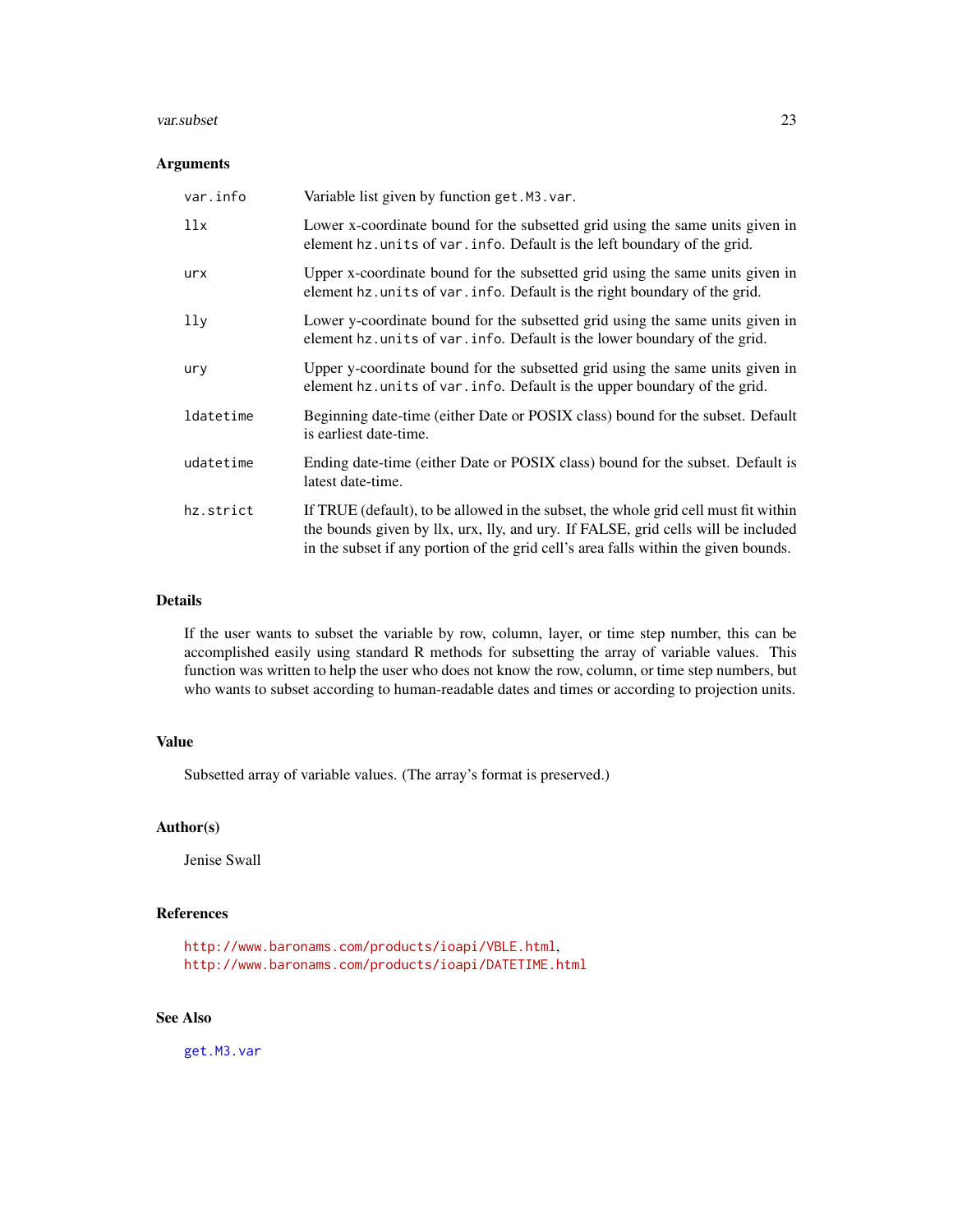### Arguments

| | |
|---|---|
| `var.info` | Variable list given by function `get.M3.var`. |
| `llx` | Lower x-coordinate bound for the subsetted grid using the same units given in element `hz.units` of `var.info`. Default is the left boundary of the grid. |
| `urx` | Upper x-coordinate bound for the subsetted grid using the same units given in element `hz.units` of `var.info`. Default is the right boundary of the grid. |
| `lly` | Lower y-coordinate bound for the subsetted grid using the same units given in element `hz.units` of `var.info`. Default is the lower boundary of the grid. |
| `ury` | Upper y-coordinate bound for the subsetted grid using the same units given in element `hz.units` of `var.info`. Default is the upper boundary of the grid. |
| `ldatetime` | Beginning date-time (either Date or POSIX class) bound for the subset. Default is earliest date-time. |
| `udatetime` | Ending date-time (either Date or POSIX class) bound for the subset. Default is latest date-time. |
| `hz.strict` | If TRUE (default), to be allowed in the subset, the whole grid cell must fit within the bounds given by llx, urx, lly, and ury. If FALSE, grid cells will be included in the subset if any portion of the grid cell's area falls within the given bounds. |

### Details

If the user wants to subset the variable by row, column, layer, or time step number, this can be accomplished easily using standard R methods for subsetting the array of variable values. This function was written to help the user who does not know the row, column, or time step numbers, but who wants to subset according to human-readable dates and times or according to projection units.

### Value

Subsetted array of variable values. (The array's format is preserved.)

### Author(s)

Jenise Swall

### References

http://www.baronams.com/products/ioapi/VBLE.html,
http://www.baronams.com/products/ioapi/DATETIME.html

### See Also

`get.M3.var`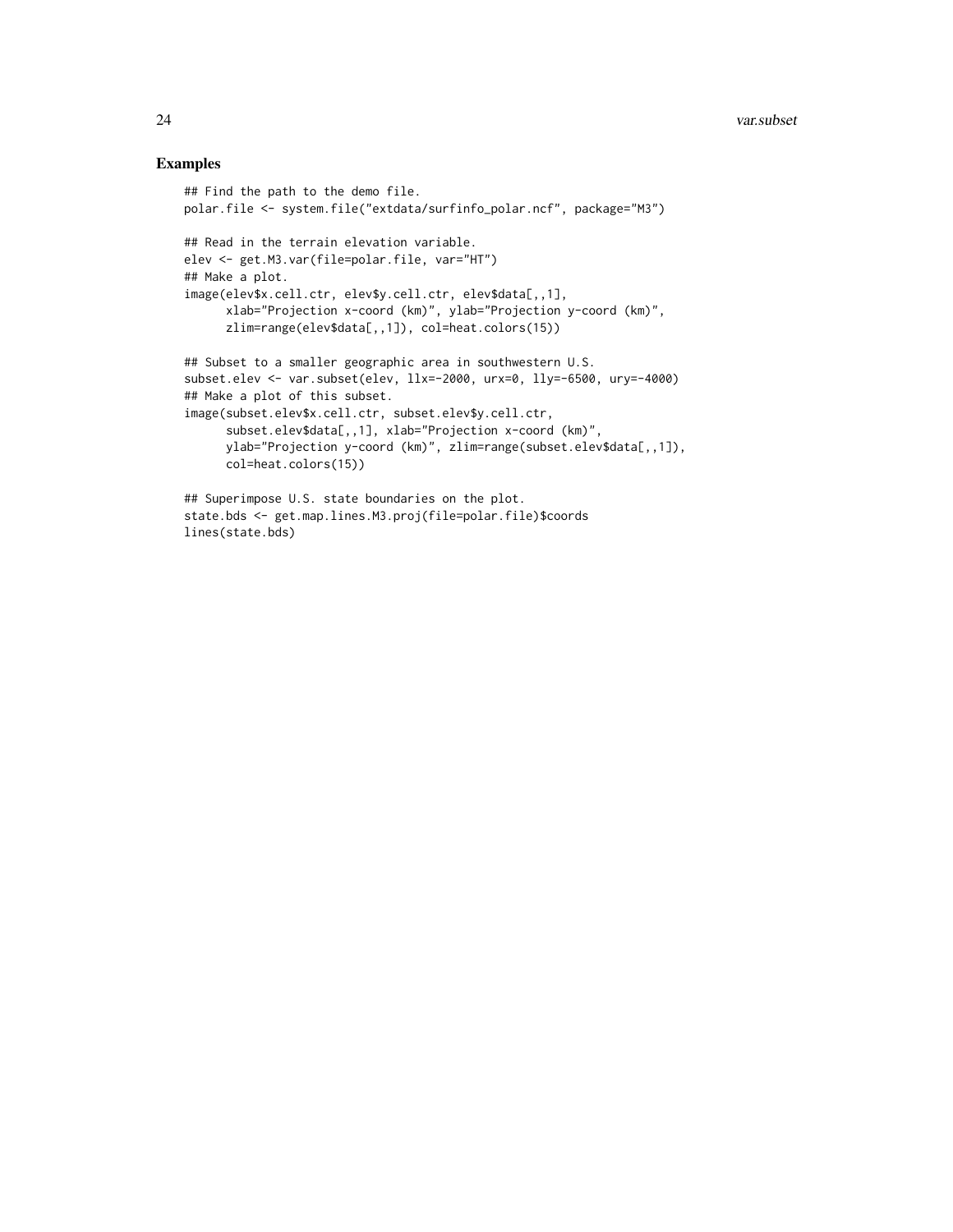## Examples

```
## Find the path to the demo file.
polar.file <- system.file("extdata/surfinfo_polar.ncf", package="M3")

## Read in the terrain elevation variable.
elev <- get.M3.var(file=polar.file, var="HT")
## Make a plot.
image(elev$x.cell.ctr, elev$y.cell.ctr, elev$data[,,1],
      xlab="Projection x-coord (km)", ylab="Projection y-coord (km)",
      zlim=range(elev$data[,,1]), col=heat.colors(15))

## Subset to a smaller geographic area in southwestern U.S.
subset.elev <- var.subset(elev, llx=-2000, urx=0, lly=-6500, ury=-4000)
## Make a plot of this subset.
image(subset.elev$x.cell.ctr, subset.elev$y.cell.ctr,
      subset.elev$data[,,1], xlab="Projection x-coord (km)",
      ylab="Projection y-coord (km)", zlim=range(subset.elev$data[,,1]),
      col=heat.colors(15))

## Superimpose U.S. state boundaries on the plot.
state.bds <- get.map.lines.M3.proj(file=polar.file)$coords
lines(state.bds)
```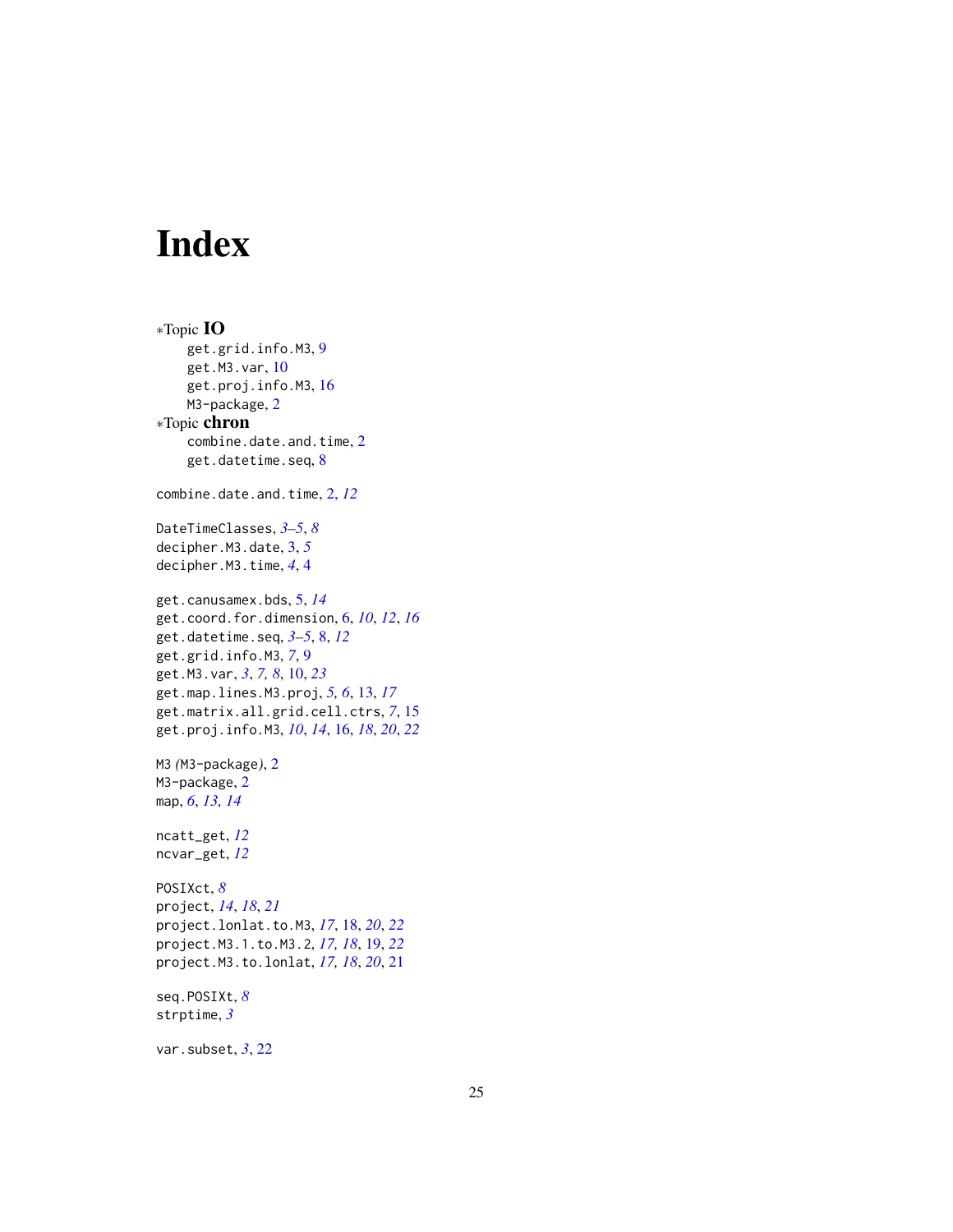# Index

*Topic **IO**
    get.grid.info.M3, 9
    get.M3.var, 10
    get.proj.info.M3, 16
    M3-package, 2
*Topic **chron**
    combine.date.and.time, 2
    get.datetime.seq, 8

combine.date.and.time, 2, *12*

DateTimeClasses, *3–5*, *8*
decipher.M3.date, 3, *5*
decipher.M3.time, *4*, 4

get.canusamex.bds, 5, *14*
get.coord.for.dimension, 6, *10*, *12*, *16*
get.datetime.seq, *3–5*, 8, *12*
get.grid.info.M3, *7*, 9
get.M3.var, *3*, *7*, *8*, 10, *23*
get.map.lines.M3.proj, *5*, *6*, 13, *17*
get.matrix.all.grid.cell.ctrs, *7*, 15
get.proj.info.M3, *10*, *14*, 16, *18*, *20*, *22*

M3 *(*M3-package*)*, 2
M3-package, 2
map, *6*, *13*, *14*

ncatt_get, *12*
ncvar_get, *12*

POSIXct, *8*
project, *14*, *18*, *21*
project.lonlat.to.M3, *17*, 18, *20*, *22*
project.M3.1.to.M3.2, *17*, *18*, 19, *22*
project.M3.to.lonlat, *17*, *18*, *20*, 21

seq.POSIXt, *8*
strptime, *3*

var.subset, *3*, 22